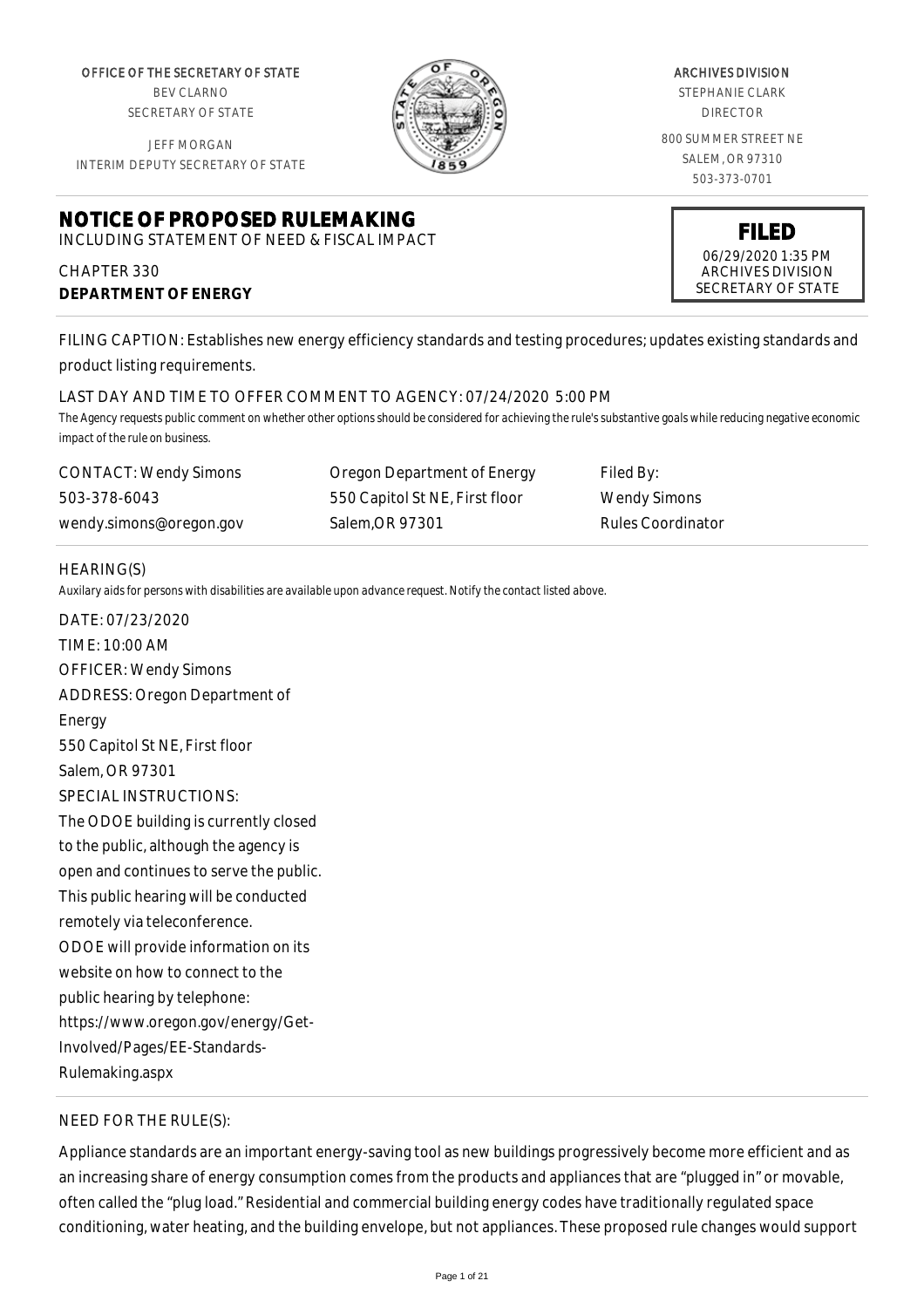OFFICE OF THE SECRETARY OF STATE
BEV CLARNO
SECRETARY OF STATE

JEFF MORGAN
INTERIM DEPUTY SECRETARY OF STATE

ARCHIVES DIVISION
STEPHANIE CLARK
DIRECTOR

800 SUMMER STREET NE
SALEM, OR 97310
503-373-0701

# NOTICE OF PROPOSED RULEMAKING

INCLUDING STATEMENT OF NEED & FISCAL IMPACT

**FILED**
06/29/2020 1:35 PM
ARCHIVES DIVISION
SECRETARY OF STATE

CHAPTER 330
**DEPARTMENT OF ENERGY**

FILING CAPTION: Establishes new energy efficiency standards and testing procedures; updates existing standards and product listing requirements.

LAST DAY AND TIME TO OFFER COMMENT TO AGENCY: 07/24/2020 5:00 PM

*The Agency requests public comment on whether other options should be considered for achieving the rule's substantive goals while reducing negative economic impact of the rule on business.*

| CONTACT: Wendy Simons | Oregon Department of Energy | Filed By: |
|---|---|---|
| 503-378-6043 | 550 Capitol St NE, First floor | Wendy Simons |
| wendy.simons@oregon.gov | Salem,OR 97301 | Rules Coordinator |

HEARING(S)

*Auxilary aids for persons with disabilities are available upon advance request. Notify the contact listed above.*

DATE: 07/23/2020
TIME: 10:00 AM
OFFICER: Wendy Simons
ADDRESS: Oregon Department of Energy
550 Capitol St NE, First floor
Salem, OR 97301
SPECIAL INSTRUCTIONS:
The ODOE building is currently closed to the public, although the agency is open and continues to serve the public. This public hearing will be conducted remotely via teleconference.
ODOE will provide information on its website on how to connect to the public hearing by telephone: https://www.oregon.gov/energy/Get-Involved/Pages/EE-Standards-Rulemaking.aspx

NEED FOR THE RULE(S):

Appliance standards are an important energy-saving tool as new buildings progressively become more efficient and as an increasing share of energy consumption comes from the products and appliances that are "plugged in" or movable, often called the "plug load." Residential and commercial building energy codes have traditionally regulated space conditioning, water heating, and the building envelope, but not appliances. These proposed rule changes would support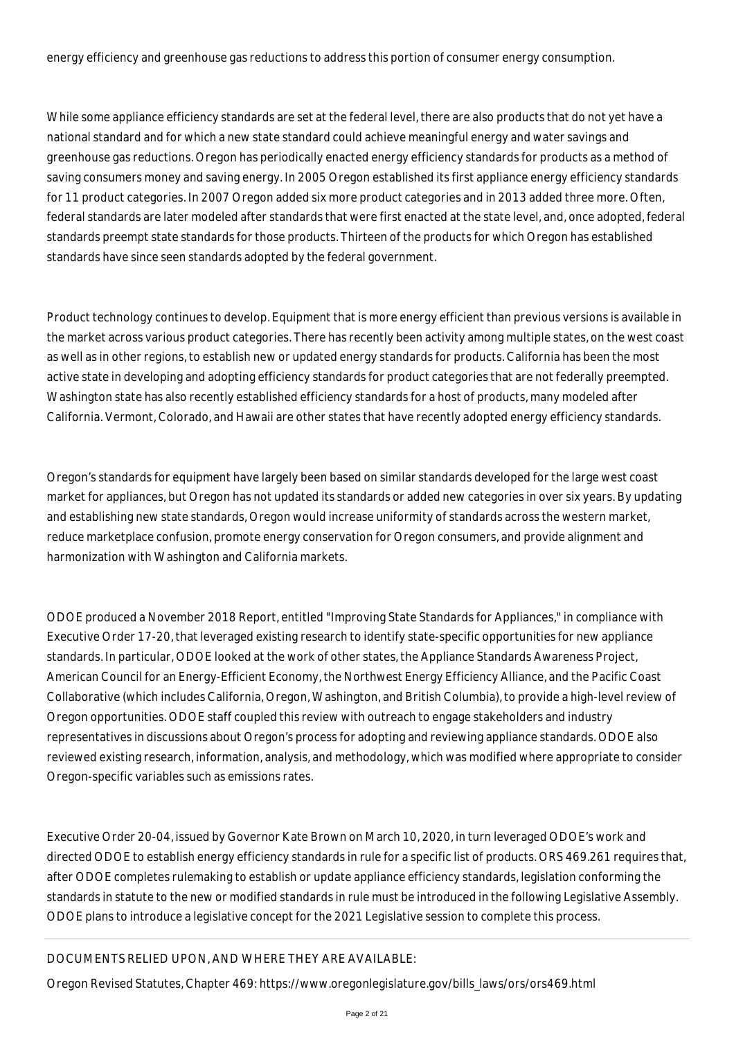energy efficiency and greenhouse gas reductions to address this portion of consumer energy consumption.

While some appliance efficiency standards are set at the federal level, there are also products that do not yet have a national standard and for which a new state standard could achieve meaningful energy and water savings and greenhouse gas reductions. Oregon has periodically enacted energy efficiency standards for products as a method of saving consumers money and saving energy. In 2005 Oregon established its first appliance energy efficiency standards for 11 product categories. In 2007 Oregon added six more product categories and in 2013 added three more. Often, federal standards are later modeled after standards that were first enacted at the state level, and, once adopted, federal standards preempt state standards for those products. Thirteen of the products for which Oregon has established standards have since seen standards adopted by the federal government.

Product technology continues to develop. Equipment that is more energy efficient than previous versions is available in the market across various product categories. There has recently been activity among multiple states, on the west coast as well as in other regions, to establish new or updated energy standards for products. California has been the most active state in developing and adopting efficiency standards for product categories that are not federally preempted. Washington state has also recently established efficiency standards for a host of products, many modeled after California. Vermont, Colorado, and Hawaii are other states that have recently adopted energy efficiency standards.

Oregon's standards for equipment have largely been based on similar standards developed for the large west coast market for appliances, but Oregon has not updated its standards or added new categories in over six years. By updating and establishing new state standards, Oregon would increase uniformity of standards across the western market, reduce marketplace confusion, promote energy conservation for Oregon consumers, and provide alignment and harmonization with Washington and California markets.

ODOE produced a November 2018 Report, entitled "Improving State Standards for Appliances," in compliance with Executive Order 17-20, that leveraged existing research to identify state-specific opportunities for new appliance standards. In particular, ODOE looked at the work of other states, the Appliance Standards Awareness Project, American Council for an Energy-Efficient Economy, the Northwest Energy Efficiency Alliance, and the Pacific Coast Collaborative (which includes California, Oregon, Washington, and British Columbia), to provide a high-level review of Oregon opportunities. ODOE staff coupled this review with outreach to engage stakeholders and industry representatives in discussions about Oregon's process for adopting and reviewing appliance standards. ODOE also reviewed existing research, information, analysis, and methodology, which was modified where appropriate to consider Oregon-specific variables such as emissions rates.

Executive Order 20-04, issued by Governor Kate Brown on March 10, 2020, in turn leveraged ODOE's work and directed ODOE to establish energy efficiency standards in rule for a specific list of products. ORS 469.261 requires that, after ODOE completes rulemaking to establish or update appliance efficiency standards, legislation conforming the standards in statute to the new or modified standards in rule must be introduced in the following Legislative Assembly. ODOE plans to introduce a legislative concept for the 2021 Legislative session to complete this process.

---

DOCUMENTS RELIED UPON, AND WHERE THEY ARE AVAILABLE:

Oregon Revised Statutes, Chapter 469: https://www.oregonlegislature.gov/bills_laws/ors/ors469.html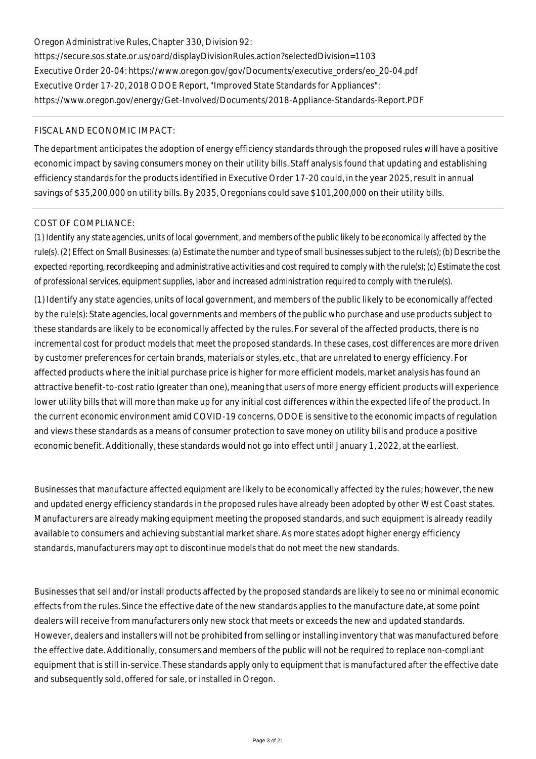Oregon Administrative Rules, Chapter 330, Division 92:
https://secure.sos.state.or.us/oard/displayDivisionRules.action?selectedDivision=1103
Executive Order 20-04: https://www.oregon.gov/gov/Documents/executive_orders/eo_20-04.pdf
Executive Order 17-20, 2018 ODOE Report, "Improved State Standards for Appliances":
https://www.oregon.gov/energy/Get-Involved/Documents/2018-Appliance-Standards-Report.PDF

FISCAL AND ECONOMIC IMPACT:

The department anticipates the adoption of energy efficiency standards through the proposed rules will have a positive economic impact by saving consumers money on their utility bills. Staff analysis found that updating and establishing efficiency standards for the products identified in Executive Order 17-20 could, in the year 2025, result in annual savings of $35,200,000 on utility bills. By 2035, Oregonians could save $101,200,000 on their utility bills.

COST OF COMPLIANCE:

(1) Identify any state agencies, units of local government, and members of the public likely to be economically affected by the rule(s). (2) Effect on Small Businesses: (a) Estimate the number and type of small businesses subject to the rule(s); (b) Describe the expected reporting, recordkeeping and administrative activities and cost required to comply with the rule(s); (c) Estimate the cost of professional services, equipment supplies, labor and increased administration required to comply with the rule(s).

(1) Identify any state agencies, units of local government, and members of the public likely to be economically affected by the rule(s): State agencies, local governments and members of the public who purchase and use products subject to these standards are likely to be economically affected by the rules. For several of the affected products, there is no incremental cost for product models that meet the proposed standards. In these cases, cost differences are more driven by customer preferences for certain brands, materials or styles, etc., that are unrelated to energy efficiency. For affected products where the initial purchase price is higher for more efficient models, market analysis has found an attractive benefit-to-cost ratio (greater than one), meaning that users of more energy efficient products will experience lower utility bills that will more than make up for any initial cost differences within the expected life of the product. In the current economic environment amid COVID-19 concerns, ODOE is sensitive to the economic impacts of regulation and views these standards as a means of consumer protection to save money on utility bills and produce a positive economic benefit. Additionally, these standards would not go into effect until January 1, 2022, at the earliest.

Businesses that manufacture affected equipment are likely to be economically affected by the rules; however, the new and updated energy efficiency standards in the proposed rules have already been adopted by other West Coast states. Manufacturers are already making equipment meeting the proposed standards, and such equipment is already readily available to consumers and achieving substantial market share. As more states adopt higher energy efficiency standards, manufacturers may opt to discontinue models that do not meet the new standards.

Businesses that sell and/or install products affected by the proposed standards are likely to see no or minimal economic effects from the rules. Since the effective date of the new standards applies to the manufacture date, at some point dealers will receive from manufacturers only new stock that meets or exceeds the new and updated standards. However, dealers and installers will not be prohibited from selling or installing inventory that was manufactured before the effective date. Additionally, consumers and members of the public will not be required to replace non-compliant equipment that is still in-service. These standards apply only to equipment that is manufactured after the effective date and subsequently sold, offered for sale, or installed in Oregon.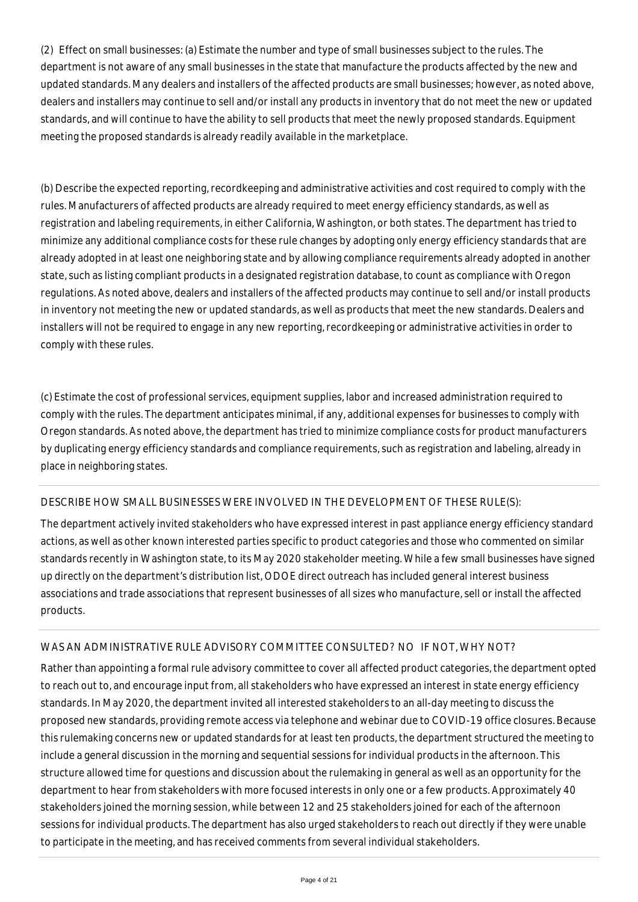(2) Effect on small businesses: (a) Estimate the number and type of small businesses subject to the rules. The department is not aware of any small businesses in the state that manufacture the products affected by the new and updated standards. Many dealers and installers of the affected products are small businesses; however, as noted above, dealers and installers may continue to sell and/or install any products in inventory that do not meet the new or updated standards, and will continue to have the ability to sell products that meet the newly proposed standards. Equipment meeting the proposed standards is already readily available in the marketplace.

(b) Describe the expected reporting, recordkeeping and administrative activities and cost required to comply with the rules. Manufacturers of affected products are already required to meet energy efficiency standards, as well as registration and labeling requirements, in either California, Washington, or both states. The department has tried to minimize any additional compliance costs for these rule changes by adopting only energy efficiency standards that are already adopted in at least one neighboring state and by allowing compliance requirements already adopted in another state, such as listing compliant products in a designated registration database, to count as compliance with Oregon regulations. As noted above, dealers and installers of the affected products may continue to sell and/or install products in inventory not meeting the new or updated standards, as well as products that meet the new standards. Dealers and installers will not be required to engage in any new reporting, recordkeeping or administrative activities in order to comply with these rules.

(c) Estimate the cost of professional services, equipment supplies, labor and increased administration required to comply with the rules. The department anticipates minimal, if any, additional expenses for businesses to comply with Oregon standards. As noted above, the department has tried to minimize compliance costs for product manufacturers by duplicating energy efficiency standards and compliance requirements, such as registration and labeling, already in place in neighboring states.

DESCRIBE HOW SMALL BUSINESSES WERE INVOLVED IN THE DEVELOPMENT OF THESE RULE(S):

The department actively invited stakeholders who have expressed interest in past appliance energy efficiency standard actions, as well as other known interested parties specific to product categories and those who commented on similar standards recently in Washington state, to its May 2020 stakeholder meeting. While a few small businesses have signed up directly on the department's distribution list, ODOE direct outreach has included general interest business associations and trade associations that represent businesses of all sizes who manufacture, sell or install the affected products.

WAS AN ADMINISTRATIVE RULE ADVISORY COMMITTEE CONSULTED? NO IF NOT, WHY NOT?

Rather than appointing a formal rule advisory committee to cover all affected product categories, the department opted to reach out to, and encourage input from, all stakeholders who have expressed an interest in state energy efficiency standards. In May 2020, the department invited all interested stakeholders to an all-day meeting to discuss the proposed new standards, providing remote access via telephone and webinar due to COVID-19 office closures. Because this rulemaking concerns new or updated standards for at least ten products, the department structured the meeting to include a general discussion in the morning and sequential sessions for individual products in the afternoon. This structure allowed time for questions and discussion about the rulemaking in general as well as an opportunity for the department to hear from stakeholders with more focused interests in only one or a few products. Approximately 40 stakeholders joined the morning session, while between 12 and 25 stakeholders joined for each of the afternoon sessions for individual products. The department has also urged stakeholders to reach out directly if they were unable to participate in the meeting, and has received comments from several individual stakeholders.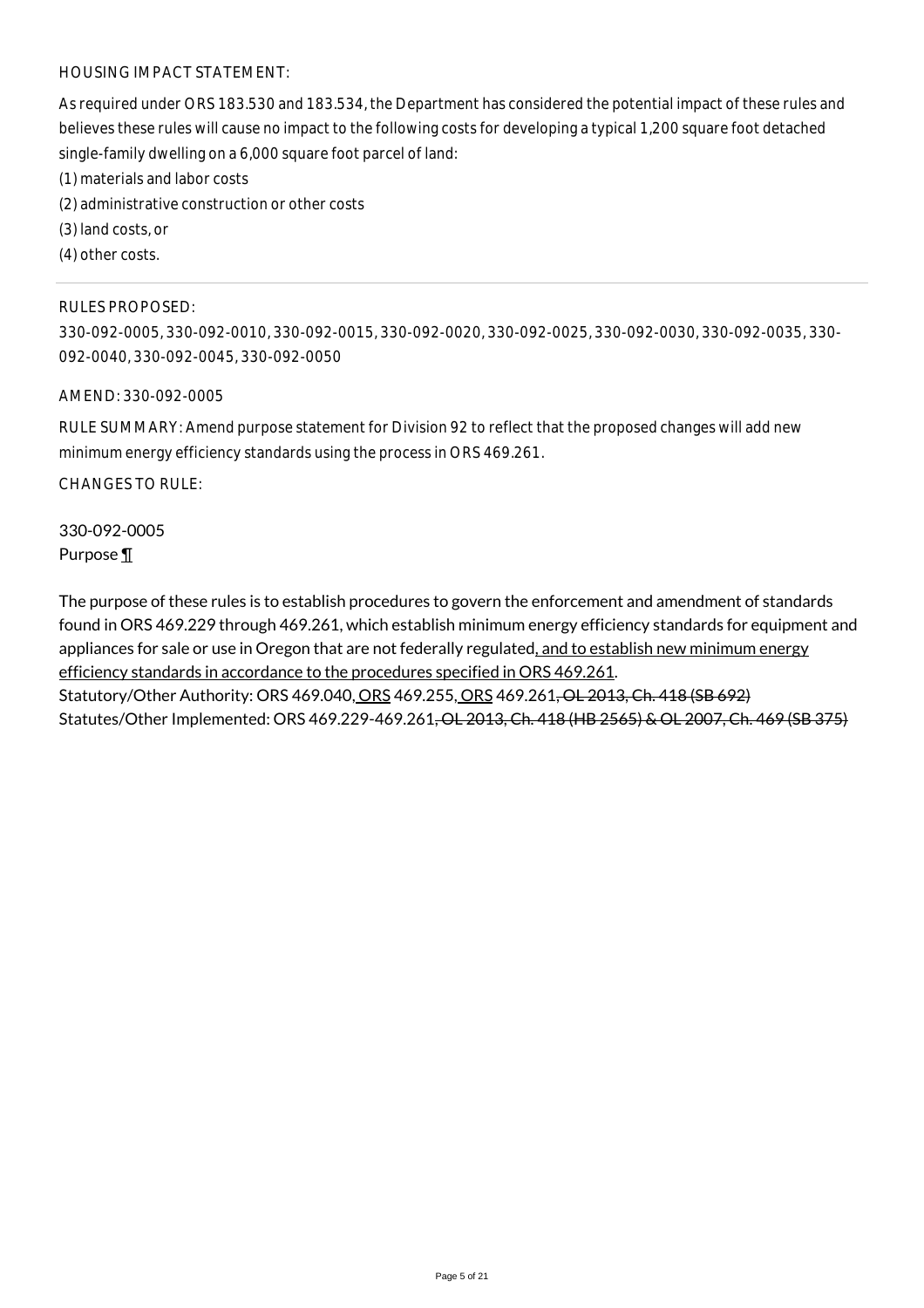HOUSING IMPACT STATEMENT:

As required under ORS 183.530 and 183.534, the Department has considered the potential impact of these rules and believes these rules will cause no impact to the following costs for developing a typical 1,200 square foot detached single-family dwelling on a 6,000 square foot parcel of land:

(1) materials and labor costs

(2) administrative construction or other costs

(3) land costs, or

(4) other costs.

---

RULES PROPOSED:

330-092-0005, 330-092-0010, 330-092-0015, 330-092-0020, 330-092-0025, 330-092-0030, 330-092-0035, 330-092-0040, 330-092-0045, 330-092-0050

AMEND: 330-092-0005

RULE SUMMARY: Amend purpose statement for Division 92 to reflect that the proposed changes will add new minimum energy efficiency standards using the process in ORS 469.261.

CHANGES TO RULE:

330-092-0005
Purpose ¶

The purpose of these rules is to establish procedures to govern the enforcement and amendment of standards found in ORS 469.229 through 469.261, which establish minimum energy efficiency standards for equipment and appliances for sale or use in Oregon that are not federally regulated<u>, and to establish new minimum energy efficiency standards in accordance to the procedures specified in ORS 469.261</u>.
Statutory/Other Authority: ORS 469.040<u>, ORS</u> 469.255<u>, ORS</u> 469.261~~, OL 2013, Ch. 418 (SB 692)~~
Statutes/Other Implemented: ORS 469.229-469.261~~, OL 2013, Ch. 418 (HB 2565) & OL 2007, Ch. 469 (SB 375)~~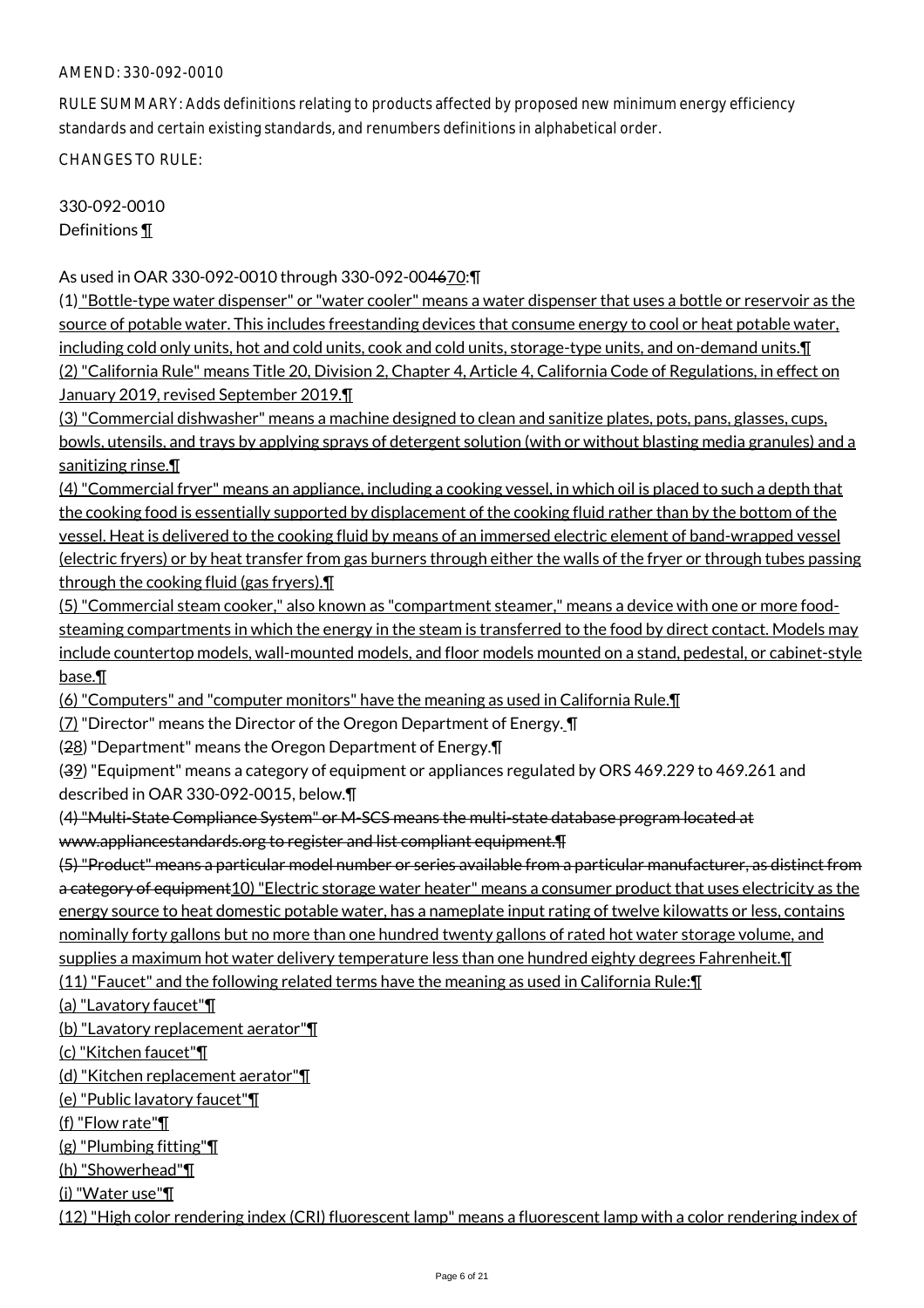AMEND: 330-092-0010

RULE SUMMARY: Adds definitions relating to products affected by proposed new minimum energy efficiency standards and certain existing standards, and renumbers definitions in alphabetical order.

CHANGES TO RULE:

330-092-0010
Definitions ¶

As used in OAR 330-092-0010 through 330-092-004670:¶

(1) "Bottle-type water dispenser" or "water cooler" means a water dispenser that uses a bottle or reservoir as the source of potable water. This includes freestanding devices that consume energy to cool or heat potable water, including cold only units, hot and cold units, cook and cold units, storage-type units, and on-demand units.¶

(2) "California Rule" means Title 20, Division 2, Chapter 4, Article 4, California Code of Regulations, in effect on January 2019, revised September 2019.¶

(3) "Commercial dishwasher" means a machine designed to clean and sanitize plates, pots, pans, glasses, cups, bowls, utensils, and trays by applying sprays of detergent solution (with or without blasting media granules) and a sanitizing rinse.¶

(4) "Commercial fryer" means an appliance, including a cooking vessel, in which oil is placed to such a depth that the cooking food is essentially supported by displacement of the cooking fluid rather than by the bottom of the vessel. Heat is delivered to the cooking fluid by means of an immersed electric element of band-wrapped vessel (electric fryers) or by heat transfer from gas burners through either the walls of the fryer or through tubes passing through the cooking fluid (gas fryers).¶

(5) "Commercial steam cooker," also known as "compartment steamer," means a device with one or more food-steaming compartments in which the energy in the steam is transferred to the food by direct contact. Models may include countertop models, wall-mounted models, and floor models mounted on a stand, pedestal, or cabinet-style base.¶

(6) "Computers" and "computer monitors" have the meaning as used in California Rule.¶

(7) "Director" means the Director of the Oregon Department of Energy. ¶

(28) "Department" means the Oregon Department of Energy.¶

(39) "Equipment" means a category of equipment or appliances regulated by ORS 469.229 to 469.261 and described in OAR 330-092-0015, below.¶

(4) "Multi-State Compliance System" or M-SCS means the multi-state database program located at www.appliancestandards.org to register and list compliant equipment.¶

(5) "Product" means a particular model number or series available from a particular manufacturer, as distinct from a category of equipment10) "Electric storage water heater" means a consumer product that uses electricity as the energy source to heat domestic potable water, has a nameplate input rating of twelve kilowatts or less, contains nominally forty gallons but no more than one hundred twenty gallons of rated hot water storage volume, and supplies a maximum hot water delivery temperature less than one hundred eighty degrees Fahrenheit.¶

(11) "Faucet" and the following related terms have the meaning as used in California Rule:¶

(a) "Lavatory faucet"¶

(b) "Lavatory replacement aerator"¶

(c) "Kitchen faucet"¶

(d) "Kitchen replacement aerator"¶

(e) "Public lavatory faucet"¶

(f) "Flow rate"¶

(g) "Plumbing fitting"¶

(h) "Showerhead"¶

(i) "Water use"¶

(12) "High color rendering index (CRI) fluorescent lamp" means a fluorescent lamp with a color rendering index of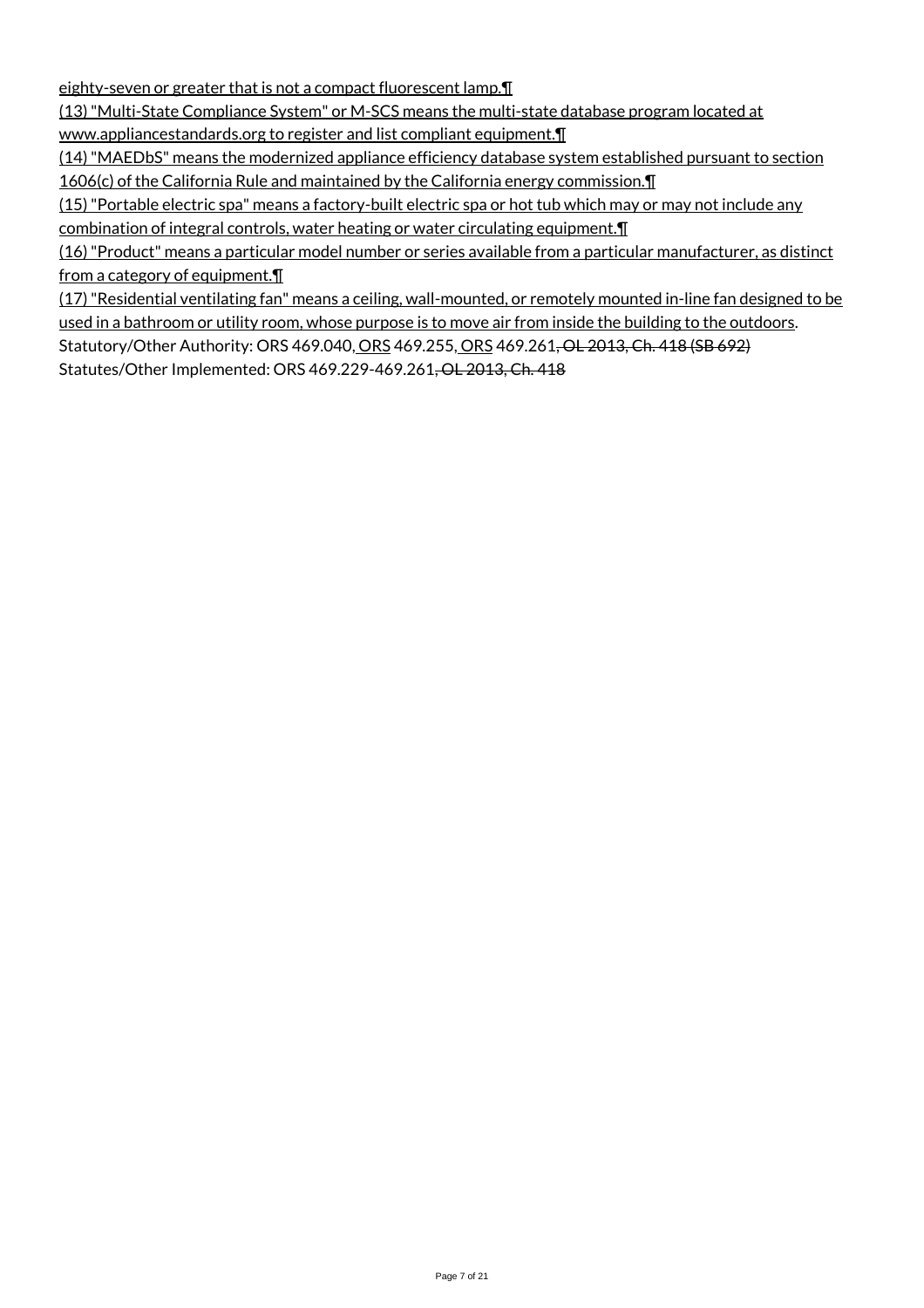eighty-seven or greater that is not a compact fluorescent lamp.¶

(13) "Multi-State Compliance System" or M-SCS means the multi-state database program located at www.appliancestandards.org to register and list compliant equipment.¶

(14) "MAEDbS" means the modernized appliance efficiency database system established pursuant to section 1606(c) of the California Rule and maintained by the California energy commission.¶

(15) "Portable electric spa" means a factory-built electric spa or hot tub which may or may not include any combination of integral controls, water heating or water circulating equipment.¶

(16) "Product" means a particular model number or series available from a particular manufacturer, as distinct from a category of equipment.¶

(17) "Residential ventilating fan" means a ceiling, wall-mounted, or remotely mounted in-line fan designed to be used in a bathroom or utility room, whose purpose is to move air from inside the building to the outdoors.

Statutory/Other Authority: ORS 469.040, ORS 469.255, ORS 469.261~~, OL 2013, Ch. 418 (SB 692)~~

Statutes/Other Implemented: ORS 469.229-469.261~~, OL 2013, Ch. 418~~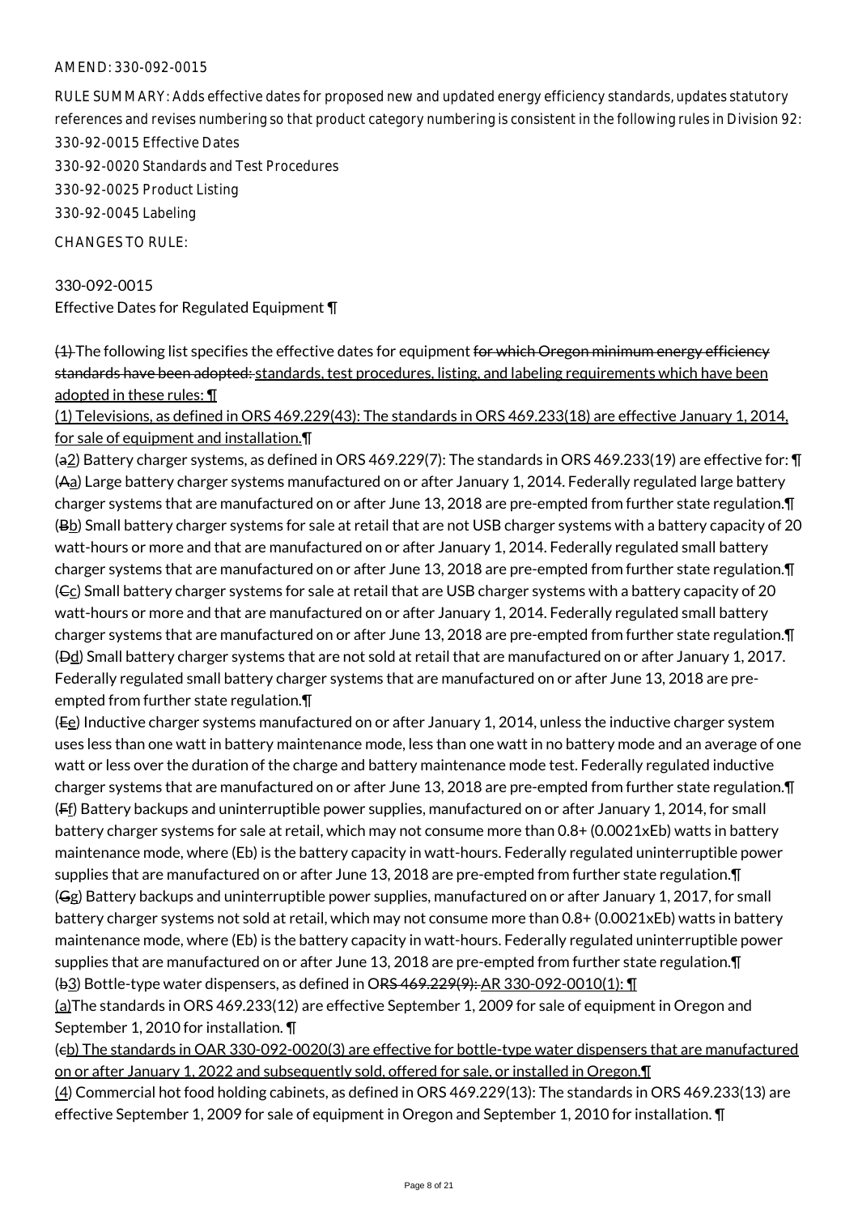AMEND: 330-092-0015

RULE SUMMARY: Adds effective dates for proposed new and updated energy efficiency standards, updates statutory references and revises numbering so that product category numbering is consistent in the following rules in Division 92:

330-92-0015 Effective Dates

330-92-0020 Standards and Test Procedures

330-92-0025 Product Listing

330-92-0045 Labeling

CHANGES TO RULE:

330-092-0015

Effective Dates for Regulated Equipment ¶

~~(1)~~ The following list specifies the effective dates for equipment ~~for which Oregon minimum energy efficiency standards have been adopted:~~ standards, test procedures, listing, and labeling requirements which have been adopted in these rules: ¶

(1) Televisions, as defined in ORS 469.229(43): The standards in ORS 469.233(18) are effective January 1, 2014, for sale of equipment and installation.¶

(~~a~~2) Battery charger systems, as defined in ORS 469.229(7): The standards in ORS 469.233(19) are effective for: ¶

(~~A~~a) Large battery charger systems manufactured on or after January 1, 2014. Federally regulated large battery charger systems that are manufactured on or after June 13, 2018 are pre-empted from further state regulation.¶

(~~B~~b) Small battery charger systems for sale at retail that are not USB charger systems with a battery capacity of 20 watt-hours or more and that are manufactured on or after January 1, 2014. Federally regulated small battery charger systems that are manufactured on or after June 13, 2018 are pre-empted from further state regulation.¶

(~~C~~c) Small battery charger systems for sale at retail that are USB charger systems with a battery capacity of 20 watt-hours or more and that are manufactured on or after January 1, 2014. Federally regulated small battery charger systems that are manufactured on or after June 13, 2018 are pre-empted from further state regulation.¶

(~~D~~d) Small battery charger systems that are not sold at retail that are manufactured on or after January 1, 2017. Federally regulated small battery charger systems that are manufactured on or after June 13, 2018 are pre-empted from further state regulation.¶

(~~E~~e) Inductive charger systems manufactured on or after January 1, 2014, unless the inductive charger system uses less than one watt in battery maintenance mode, less than one watt in no battery mode and an average of one watt or less over the duration of the charge and battery maintenance mode test. Federally regulated inductive charger systems that are manufactured on or after June 13, 2018 are pre-empted from further state regulation.¶

(~~F~~f) Battery backups and uninterruptible power supplies, manufactured on or after January 1, 2014, for small battery charger systems for sale at retail, which may not consume more than 0.8+ (0.0021xEb) watts in battery maintenance mode, where (Eb) is the battery capacity in watt-hours. Federally regulated uninterruptible power supplies that are manufactured on or after June 13, 2018 are pre-empted from further state regulation.¶

(~~G~~g) Battery backups and uninterruptible power supplies, manufactured on or after January 1, 2017, for small battery charger systems not sold at retail, which may not consume more than 0.8+ (0.0021xEb) watts in battery maintenance mode, where (Eb) is the battery capacity in watt-hours. Federally regulated uninterruptible power supplies that are manufactured on or after June 13, 2018 are pre-empted from further state regulation.¶

(~~b~~3) Bottle-type water dispensers, as defined in O~~RS 469.229(9):~~ AR 330-092-0010(1): ¶

(a)The standards in ORS 469.233(12) are effective September 1, 2009 for sale of equipment in Oregon and September 1, 2010 for installation. ¶

(~~c~~b) The standards in OAR 330-092-0020(3) are effective for bottle-type water dispensers that are manufactured on or after January 1, 2022 and subsequently sold, offered for sale, or installed in Oregon.¶

(4) Commercial hot food holding cabinets, as defined in ORS 469.229(13): The standards in ORS 469.233(13) are effective September 1, 2009 for sale of equipment in Oregon and September 1, 2010 for installation. ¶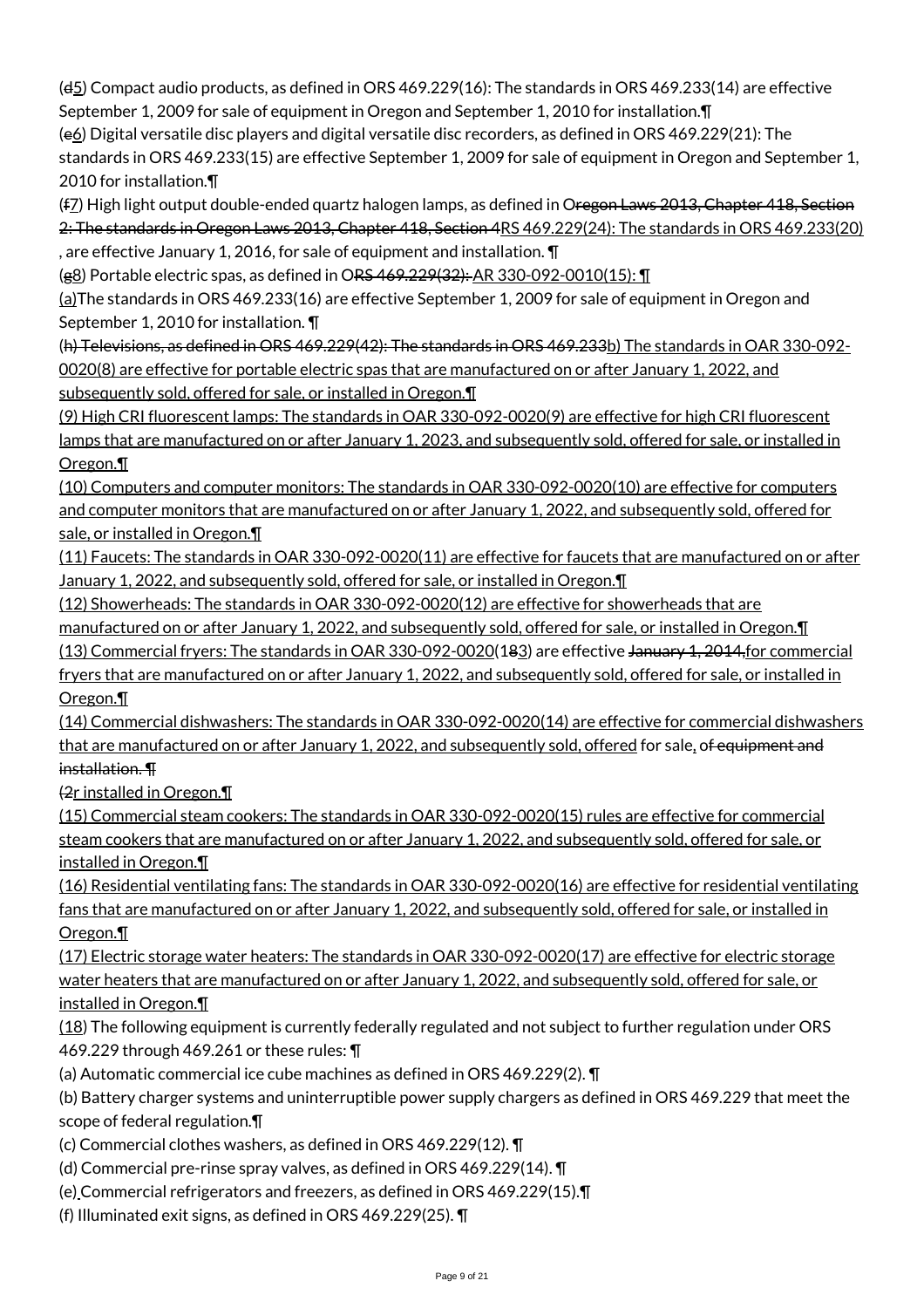(d5) Compact audio products, as defined in ORS 469.229(16): The standards in ORS 469.233(14) are effective September 1, 2009 for sale of equipment in Oregon and September 1, 2010 for installation.¶

(e6) Digital versatile disc players and digital versatile disc recorders, as defined in ORS 469.229(21): The standards in ORS 469.233(15) are effective September 1, 2009 for sale of equipment in Oregon and September 1, 2010 for installation.¶

(f7) High light output double-ended quartz halogen lamps, as defined in Oregon Laws 2013, Chapter 418, Section 2: The standards in Oregon Laws 2013, Chapter 418, Section 4RS 469.229(24): The standards in ORS 469.233(20), are effective January 1, 2016, for sale of equipment and installation. ¶

(g8) Portable electric spas, as defined in ORS 469.229(32): AR 330-092-0010(15): ¶

(a)The standards in ORS 469.233(16) are effective September 1, 2009 for sale of equipment in Oregon and September 1, 2010 for installation. ¶

(h) Televisions, as defined in ORS 469.229(42): The standards in ORS 469.233b) The standards in OAR 330-092-0020(8) are effective for portable electric spas that are manufactured on or after January 1, 2022, and subsequently sold, offered for sale, or installed in Oregon.¶

(9) High CRI fluorescent lamps: The standards in OAR 330-092-0020(9) are effective for high CRI fluorescent lamps that are manufactured on or after January 1, 2023, and subsequently sold, offered for sale, or installed in Oregon.¶

(10) Computers and computer monitors: The standards in OAR 330-092-0020(10) are effective for computers and computer monitors that are manufactured on or after January 1, 2022, and subsequently sold, offered for sale, or installed in Oregon.¶

(11) Faucets: The standards in OAR 330-092-0020(11) are effective for faucets that are manufactured on or after January 1, 2022, and subsequently sold, offered for sale, or installed in Oregon.¶

(12) Showerheads: The standards in OAR 330-092-0020(12) are effective for showerheads that are manufactured on or after January 1, 2022, and subsequently sold, offered for sale, or installed in Oregon.¶

(13) Commercial fryers: The standards in OAR 330-092-0020(183) are effective January 1, 2014,for commercial fryers that are manufactured on or after January 1, 2022, and subsequently sold, offered for sale, or installed in Oregon.¶

(14) Commercial dishwashers: The standards in OAR 330-092-0020(14) are effective for commercial dishwashers that are manufactured on or after January 1, 2022, and subsequently sold, offered for sale, of equipment and installation. ¶

(2r installed in Oregon.¶

(15) Commercial steam cookers: The standards in OAR 330-092-0020(15) rules are effective for commercial steam cookers that are manufactured on or after January 1, 2022, and subsequently sold, offered for sale, or installed in Oregon.¶

(16) Residential ventilating fans: The standards in OAR 330-092-0020(16) are effective for residential ventilating fans that are manufactured on or after January 1, 2022, and subsequently sold, offered for sale, or installed in Oregon.¶

(17) Electric storage water heaters: The standards in OAR 330-092-0020(17) are effective for electric storage water heaters that are manufactured on or after January 1, 2022, and subsequently sold, offered for sale, or installed in Oregon.¶

(18) The following equipment is currently federally regulated and not subject to further regulation under ORS 469.229 through 469.261 or these rules: ¶

(a) Automatic commercial ice cube machines as defined in ORS 469.229(2). ¶

(b) Battery charger systems and uninterruptible power supply chargers as defined in ORS 469.229 that meet the scope of federal regulation.¶

(c) Commercial clothes washers, as defined in ORS 469.229(12). ¶

(d) Commercial pre-rinse spray valves, as defined in ORS 469.229(14). ¶

(e) Commercial refrigerators and freezers, as defined in ORS 469.229(15).¶

(f) Illuminated exit signs, as defined in ORS 469.229(25). ¶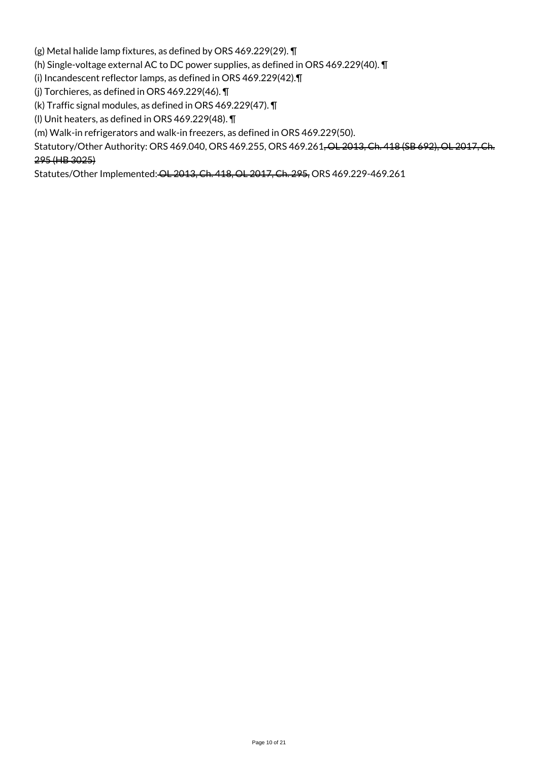(g) Metal halide lamp fixtures, as defined by ORS 469.229(29). ¶

(h) Single-voltage external AC to DC power supplies, as defined in ORS 469.229(40). ¶

(i) Incandescent reflector lamps, as defined in ORS 469.229(42).¶

(j) Torchieres, as defined in ORS 469.229(46). ¶

(k) Traffic signal modules, as defined in ORS 469.229(47). ¶

(l) Unit heaters, as defined in ORS 469.229(48). ¶

(m) Walk-in refrigerators and walk-in freezers, as defined in ORS 469.229(50).

Statutory/Other Authority: ORS 469.040, ORS 469.255, ORS 469.261~~, OL 2013, Ch. 418 (SB 692), OL 2017, Ch. 295 (HB 3025)~~

Statutes/Other Implemented:~~ OL 2013, Ch. 418, OL 2017, Ch. 295,~~ ORS 469.229-469.261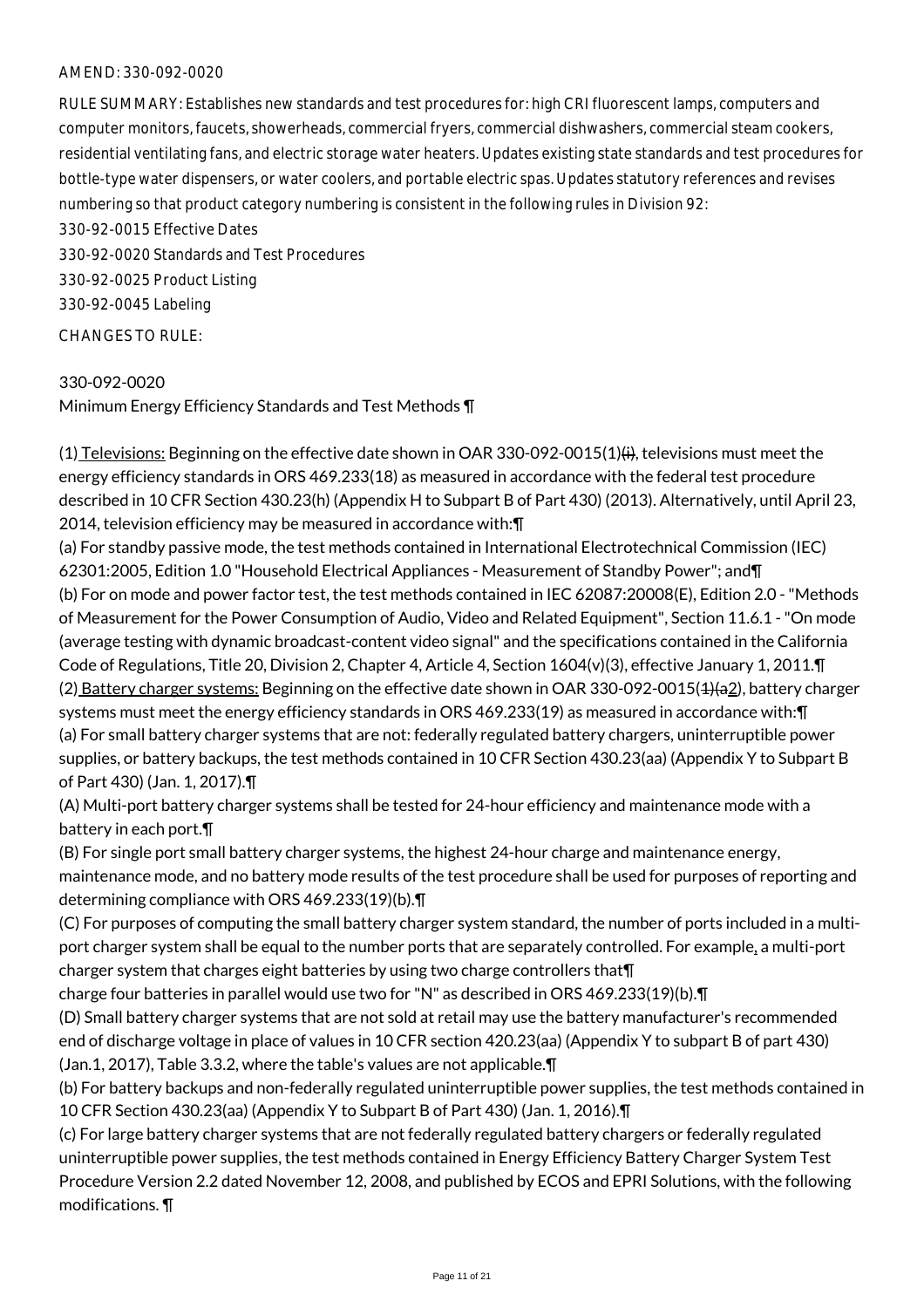AMEND: 330-092-0020

RULE SUMMARY: Establishes new standards and test procedures for: high CRI fluorescent lamps, computers and computer monitors, faucets, showerheads, commercial fryers, commercial dishwashers, commercial steam cookers, residential ventilating fans, and electric storage water heaters. Updates existing state standards and test procedures for bottle-type water dispensers, or water coolers, and portable electric spas. Updates statutory references and revises numbering so that product category numbering is consistent in the following rules in Division 92:

330-92-0015 Effective Dates

330-92-0020 Standards and Test Procedures

330-92-0025 Product Listing

330-92-0045 Labeling

CHANGES TO RULE:

330-092-0020

Minimum Energy Efficiency Standards and Test Methods ¶

(1) Televisions: Beginning on the effective date shown in OAR 330-092-0015(1)~~(i)~~, televisions must meet the energy efficiency standards in ORS 469.233(18) as measured in accordance with the federal test procedure described in 10 CFR Section 430.23(h) (Appendix H to Subpart B of Part 430) (2013). Alternatively, until April 23, 2014, television efficiency may be measured in accordance with:¶

(a) For standby passive mode, the test methods contained in International Electrotechnical Commission (IEC) 62301:2005, Edition 1.0 "Household Electrical Appliances - Measurement of Standby Power"; and¶

(b) For on mode and power factor test, the test methods contained in IEC 62087:20008(E), Edition 2.0 - "Methods of Measurement for the Power Consumption of Audio, Video and Related Equipment", Section 11.6.1 - "On mode (average testing with dynamic broadcast-content video signal" and the specifications contained in the California Code of Regulations, Title 20, Division 2, Chapter 4, Article 4, Section 1604(v)(3), effective January 1, 2011.¶

(2) Battery charger systems: Beginning on the effective date shown in OAR 330-092-0015(~~1)(a~~2), battery charger systems must meet the energy efficiency standards in ORS 469.233(19) as measured in accordance with:¶

(a) For small battery charger systems that are not: federally regulated battery chargers, uninterruptible power supplies, or battery backups, the test methods contained in 10 CFR Section 430.23(aa) (Appendix Y to Subpart B of Part 430) (Jan. 1, 2017).¶

(A) Multi-port battery charger systems shall be tested for 24-hour efficiency and maintenance mode with a battery in each port.¶

(B) For single port small battery charger systems, the highest 24-hour charge and maintenance energy, maintenance mode, and no battery mode results of the test procedure shall be used for purposes of reporting and determining compliance with ORS 469.233(19)(b).¶

(C) For purposes of computing the small battery charger system standard, the number of ports included in a multi-port charger system shall be equal to the number ports that are separately controlled. For example, a multi-port charger system that charges eight batteries by using two charge controllers that¶

charge four batteries in parallel would use two for "N" as described in ORS 469.233(19)(b).¶

(D) Small battery charger systems that are not sold at retail may use the battery manufacturer's recommended end of discharge voltage in place of values in 10 CFR section 420.23(aa) (Appendix Y to subpart B of part 430) (Jan.1, 2017), Table 3.3.2, where the table's values are not applicable.¶

(b) For battery backups and non-federally regulated uninterruptible power supplies, the test methods contained in 10 CFR Section 430.23(aa) (Appendix Y to Subpart B of Part 430) (Jan. 1, 2016).¶

(c) For large battery charger systems that are not federally regulated battery chargers or federally regulated uninterruptible power supplies, the test methods contained in Energy Efficiency Battery Charger System Test Procedure Version 2.2 dated November 12, 2008, and published by ECOS and EPRI Solutions, with the following modifications. ¶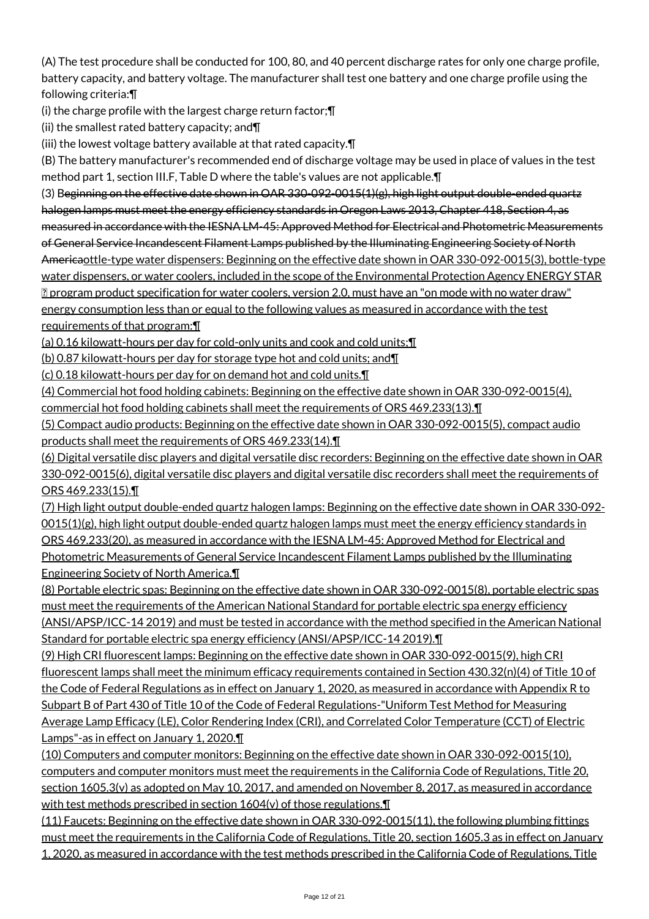(A) The test procedure shall be conducted for 100, 80, and 40 percent discharge rates for only one charge profile, battery capacity, and battery voltage. The manufacturer shall test one battery and one charge profile using the following criteria:¶

(i) the charge profile with the largest charge return factor;¶

(ii) the smallest rated battery capacity; and¶

(iii) the lowest voltage battery available at that rated capacity.¶

(B) The battery manufacturer's recommended end of discharge voltage may be used in place of values in the test method part 1, section III.F, Table D where the table's values are not applicable.¶

(3) B~~eginning on the effective date shown in OAR 330-092-0015(1)(g), high light output double-ended quartz halogen lamps must meet the energy efficiency standards in Oregon Laws 2013, Chapter 418, Section 4, as measured in accordance with the IESNA LM-45: Approved Method for Electrical and Photometric Measurements of General Service Incandescent Filament Lamps published by the Illuminating Engineering Society of North America~~ottle-type water dispensers: Beginning on the effective date shown in OAR 330-092-0015(3), bottle-type water dispensers, or water coolers, included in the scope of the Environmental Protection Agency ENERGY STAR ® program product specification for water coolers, version 2.0, must have an "on mode with no water draw" energy consumption less than or equal to the following values as measured in accordance with the test requirements of that program:¶

(a) 0.16 kilowatt-hours per day for cold-only units and cook and cold units;¶

(b) 0.87 kilowatt-hours per day for storage type hot and cold units; and¶

(c) 0.18 kilowatt-hours per day for on demand hot and cold units.¶

(4) Commercial hot food holding cabinets: Beginning on the effective date shown in OAR 330-092-0015(4), commercial hot food holding cabinets shall meet the requirements of ORS 469.233(13).¶

(5) Compact audio products: Beginning on the effective date shown in OAR 330-092-0015(5), compact audio products shall meet the requirements of ORS 469.233(14).¶

(6) Digital versatile disc players and digital versatile disc recorders: Beginning on the effective date shown in OAR 330-092-0015(6), digital versatile disc players and digital versatile disc recorders shall meet the requirements of ORS 469.233(15).¶

(7) High light output double-ended quartz halogen lamps: Beginning on the effective date shown in OAR 330-092-0015(1)(g), high light output double-ended quartz halogen lamps must meet the energy efficiency standards in ORS 469.233(20), as measured in accordance with the IESNA LM-45: Approved Method for Electrical and Photometric Measurements of General Service Incandescent Filament Lamps published by the Illuminating Engineering Society of North America.¶

(8) Portable electric spas: Beginning on the effective date shown in OAR 330-092-0015(8), portable electric spas must meet the requirements of the American National Standard for portable electric spa energy efficiency (ANSI/APSP/ICC-14 2019) and must be tested in accordance with the method specified in the American National Standard for portable electric spa energy efficiency (ANSI/APSP/ICC-14 2019).¶

(9) High CRI fluorescent lamps: Beginning on the effective date shown in OAR 330-092-0015(9), high CRI fluorescent lamps shall meet the minimum efficacy requirements contained in Section 430.32(n)(4) of Title 10 of the Code of Federal Regulations as in effect on January 1, 2020, as measured in accordance with Appendix R to Subpart B of Part 430 of Title 10 of the Code of Federal Regulations-"Uniform Test Method for Measuring Average Lamp Efficacy (LE), Color Rendering Index (CRI), and Correlated Color Temperature (CCT) of Electric Lamps"-as in effect on January 1, 2020.¶

(10) Computers and computer monitors: Beginning on the effective date shown in OAR 330-092-0015(10), computers and computer monitors must meet the requirements in the California Code of Regulations, Title 20, section 1605.3(v) as adopted on May 10, 2017, and amended on November 8, 2017, as measured in accordance with test methods prescribed in section 1604(v) of those regulations.¶

(11) Faucets: Beginning on the effective date shown in OAR 330-092-0015(11), the following plumbing fittings must meet the requirements in the California Code of Regulations, Title 20, section 1605.3 as in effect on January 1, 2020, as measured in accordance with the test methods prescribed in the California Code of Regulations, Title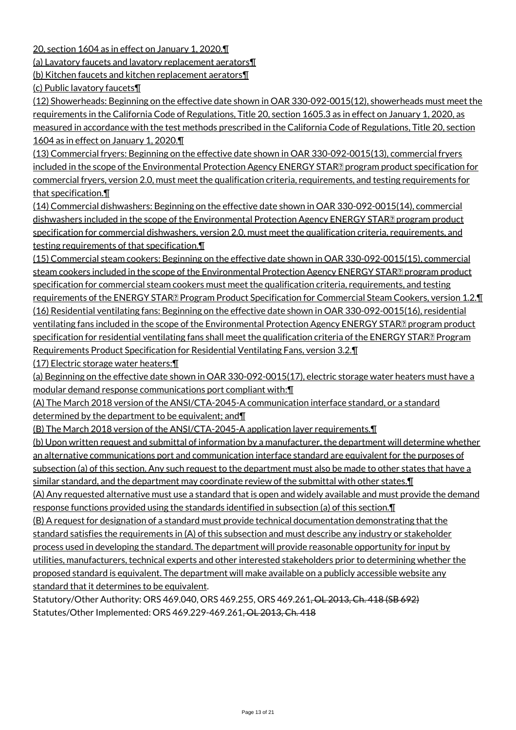20, section 1604 as in effect on January 1, 2020.¶

(a) Lavatory faucets and lavatory replacement aerators¶

(b) Kitchen faucets and kitchen replacement aerators¶

(c) Public lavatory faucets¶

(12) Showerheads: Beginning on the effective date shown in OAR 330-092-0015(12), showerheads must meet the requirements in the California Code of Regulations, Title 20, section 1605.3 as in effect on January 1, 2020, as measured in accordance with the test methods prescribed in the California Code of Regulations, Title 20, section 1604 as in effect on January 1, 2020.¶

(13) Commercial fryers: Beginning on the effective date shown in OAR 330-092-0015(13), commercial fryers included in the scope of the Environmental Protection Agency ENERGY STAR® program product specification for commercial fryers, version 2.0, must meet the qualification criteria, requirements, and testing requirements for that specification.¶

(14) Commercial dishwashers: Beginning on the effective date shown in OAR 330-092-0015(14), commercial dishwashers included in the scope of the Environmental Protection Agency ENERGY STAR® program product specification for commercial dishwashers, version 2.0, must meet the qualification criteria, requirements, and testing requirements of that specification.¶

(15) Commercial steam cookers: Beginning on the effective date shown in OAR 330-092-0015(15), commercial steam cookers included in the scope of the Environmental Protection Agency ENERGY STAR® program product specification for commercial steam cookers must meet the qualification criteria, requirements, and testing requirements of the ENERGY STAR® Program Product Specification for Commercial Steam Cookers, version 1.2.¶

(16) Residential ventilating fans: Beginning on the effective date shown in OAR 330-092-0015(16), residential ventilating fans included in the scope of the Environmental Protection Agency ENERGY STAR® program product specification for residential ventilating fans shall meet the qualification criteria of the ENERGY STAR® Program Requirements Product Specification for Residential Ventilating Fans, version 3.2.¶

(17) Electric storage water heaters:¶

(a) Beginning on the effective date shown in OAR 330-092-0015(17), electric storage water heaters must have a modular demand response communications port compliant with:¶

(A) The March 2018 version of the ANSI/CTA-2045-A communication interface standard, or a standard determined by the department to be equivalent; and¶

(B) The March 2018 version of the ANSI/CTA-2045-A application layer requirements.¶

(b) Upon written request and submittal of information by a manufacturer, the department will determine whether an alternative communications port and communication interface standard are equivalent for the purposes of subsection (a) of this section. Any such request to the department must also be made to other states that have a similar standard, and the department may coordinate review of the submittal with other states.¶

(A) Any requested alternative must use a standard that is open and widely available and must provide the demand response functions provided using the standards identified in subsection (a) of this section.¶

(B) A request for designation of a standard must provide technical documentation demonstrating that the standard satisfies the requirements in (A) of this subsection and must describe any industry or stakeholder process used in developing the standard. The department will provide reasonable opportunity for input by utilities, manufacturers, technical experts and other interested stakeholders prior to determining whether the proposed standard is equivalent. The department will make available on a publicly accessible website any standard that it determines to be equivalent.

Statutory/Other Authority: ORS 469.040, ORS 469.255, ORS 469.261~~, OL 2013, Ch. 418 (SB 692)~~

Statutes/Other Implemented: ORS 469.229-469.261~~, OL 2013, Ch. 418~~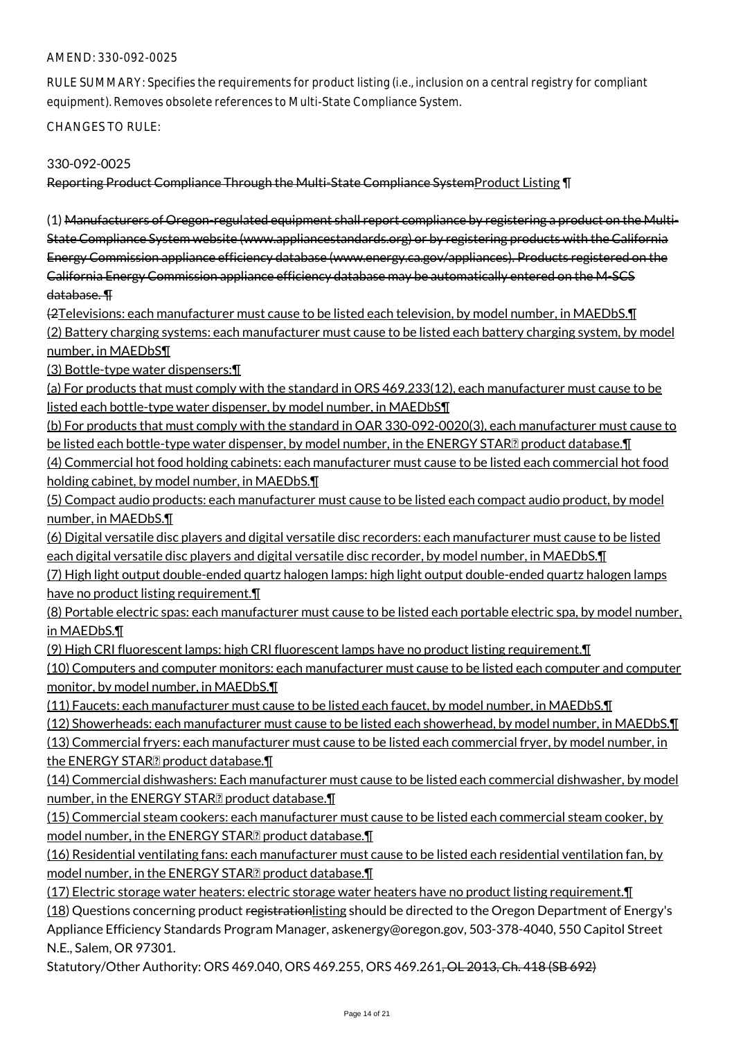AMEND: 330-092-0025

RULE SUMMARY: Specifies the requirements for product listing (i.e., inclusion on a central registry for compliant equipment). Removes obsolete references to Multi-State Compliance System.

CHANGES TO RULE:

330-092-0025

~~Reporting Product Compliance Through the Multi-State Compliance System~~<u>Product Listing</u> ¶

(1) ~~Manufacturers of Oregon-regulated equipment shall report compliance by registering a product on the Multi-State Compliance System website (www.appliancestandards.org) or by registering products with the California Energy Commission appliance efficiency database (www.energy.ca.gov/appliances). Products registered on the California Energy Commission appliance efficiency database may be automatically entered on the M-SCS database.~~ ¶
~~(2~~<u>Televisions: each manufacturer must cause to be listed each television, by model number, in MAEDbS.</u>¶
<u>(2) Battery charging systems: each manufacturer must cause to be listed each battery charging system, by model number, in MAEDbS</u>¶
<u>(3) Bottle-type water dispensers:</u>¶
<u>(a) For products that must comply with the standard in ORS 469.233(12), each manufacturer must cause to be listed each bottle-type water dispenser, by model number, in MAEDbS</u>¶
<u>(b) For products that must comply with the standard in OAR 330-092-0020(3), each manufacturer must cause to be listed each bottle-type water dispenser, by model number, in the ENERGY STAR® product database.</u>¶
<u>(4) Commercial hot food holding cabinets: each manufacturer must cause to be listed each commercial hot food holding cabinet, by model number, in MAEDbS.</u>¶
<u>(5) Compact audio products: each manufacturer must cause to be listed each compact audio product, by model number, in MAEDbS.</u>¶
<u>(6) Digital versatile disc players and digital versatile disc recorders: each manufacturer must cause to be listed each digital versatile disc players and digital versatile disc recorder, by model number, in MAEDbS.</u>¶
<u>(7) High light output double-ended quartz halogen lamps: high light output double-ended quartz halogen lamps have no product listing requirement.</u>¶
<u>(8) Portable electric spas: each manufacturer must cause to be listed each portable electric spa, by model number, in MAEDbS.</u>¶
<u>(9) High CRI fluorescent lamps: high CRI fluorescent lamps have no product listing requirement.</u>¶
<u>(10) Computers and computer monitors: each manufacturer must cause to be listed each computer and computer monitor, by model number, in MAEDbS.</u>¶
<u>(11) Faucets: each manufacturer must cause to be listed each faucet, by model number, in MAEDbS.</u>¶
<u>(12) Showerheads: each manufacturer must cause to be listed each showerhead, by model number, in MAEDbS.</u>¶
<u>(13) Commercial fryers: each manufacturer must cause to be listed each commercial fryer, by model number, in the ENERGY STAR® product database.</u>¶
<u>(14) Commercial dishwashers: Each manufacturer must cause to be listed each commercial dishwasher, by model number, in the ENERGY STAR® product database.</u>¶
<u>(15) Commercial steam cookers: each manufacturer must cause to be listed each commercial steam cooker, by model number, in the ENERGY STAR® product database.</u>¶
<u>(16) Residential ventilating fans: each manufacturer must cause to be listed each residential ventilation fan, by model number, in the ENERGY STAR® product database.</u>¶
<u>(17) Electric storage water heaters: electric storage water heaters have no product listing requirement.</u>¶
<u>(18</u>) Questions concerning product ~~registration~~<u>listing</u> should be directed to the Oregon Department of Energy's Appliance Efficiency Standards Program Manager, askenergy@oregon.gov, 503-378-4040, 550 Capitol Street N.E., Salem, OR 97301.

Statutory/Other Authority: ORS 469.040, ORS 469.255, ORS 469.261~~, OL 2013, Ch. 418 (SB 692)~~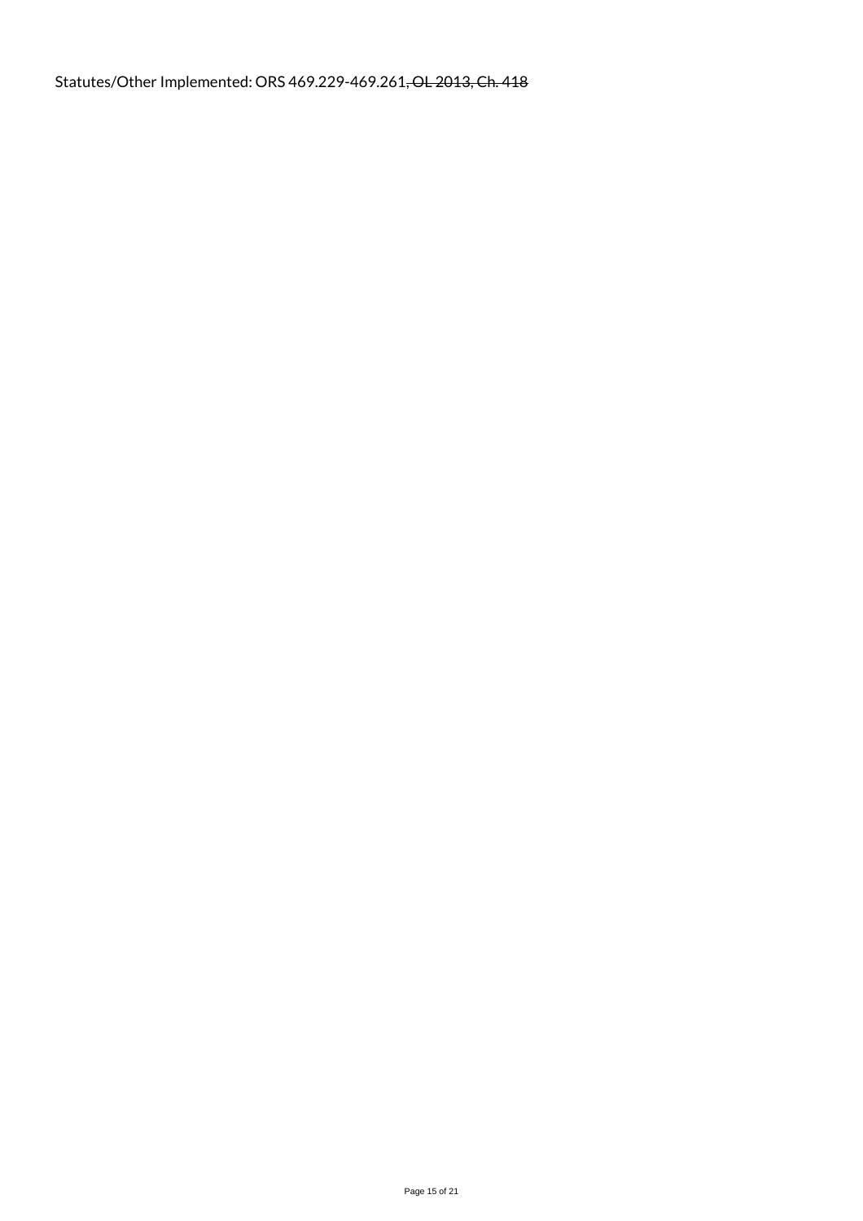Statutes/Other Implemented: ORS 469.229-469.261~~, OL 2013, Ch. 418~~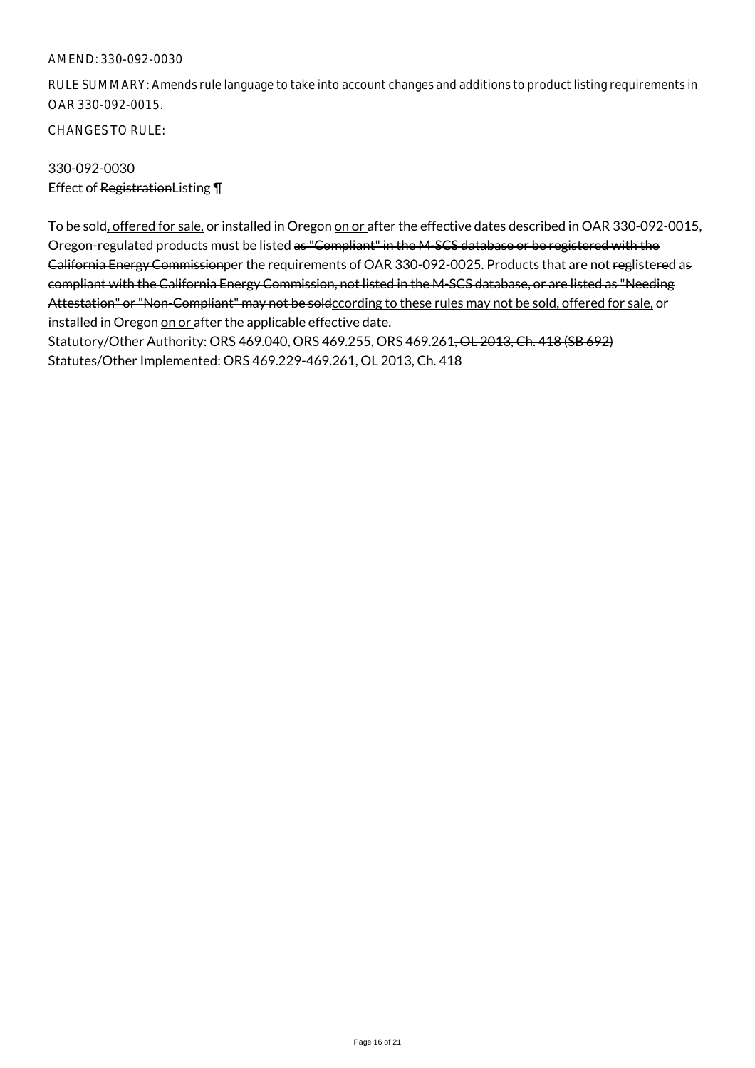AMEND: 330-092-0030

RULE SUMMARY: Amends rule language to take into account changes and additions to product listing requirements in OAR 330-092-0015.

CHANGES TO RULE:

330-092-0030
Effect of ~~Registration~~Listing ¶

To be sold, offered for sale, or installed in Oregon on or after the effective dates described in OAR 330-092-0015, Oregon-regulated products must be listed ~~as "Compliant" in the M-SCS database or be registered with the California Energy Commission~~per the requirements of OAR 330-092-0025. Products that are not ~~reg~~listered as ~~compliant with the California Energy Commission, not listed in the M-SCS database, or are listed as "Needing Attestation" or "Non-Compliant" may not be sold~~ccording to these rules may not be sold, offered for sale, or installed in Oregon on or after the applicable effective date.

Statutory/Other Authority: ORS 469.040, ORS 469.255, ORS 469.261~~, OL 2013, Ch. 418 (SB 692)~~

Statutes/Other Implemented: ORS 469.229-469.261~~, OL 2013, Ch. 418~~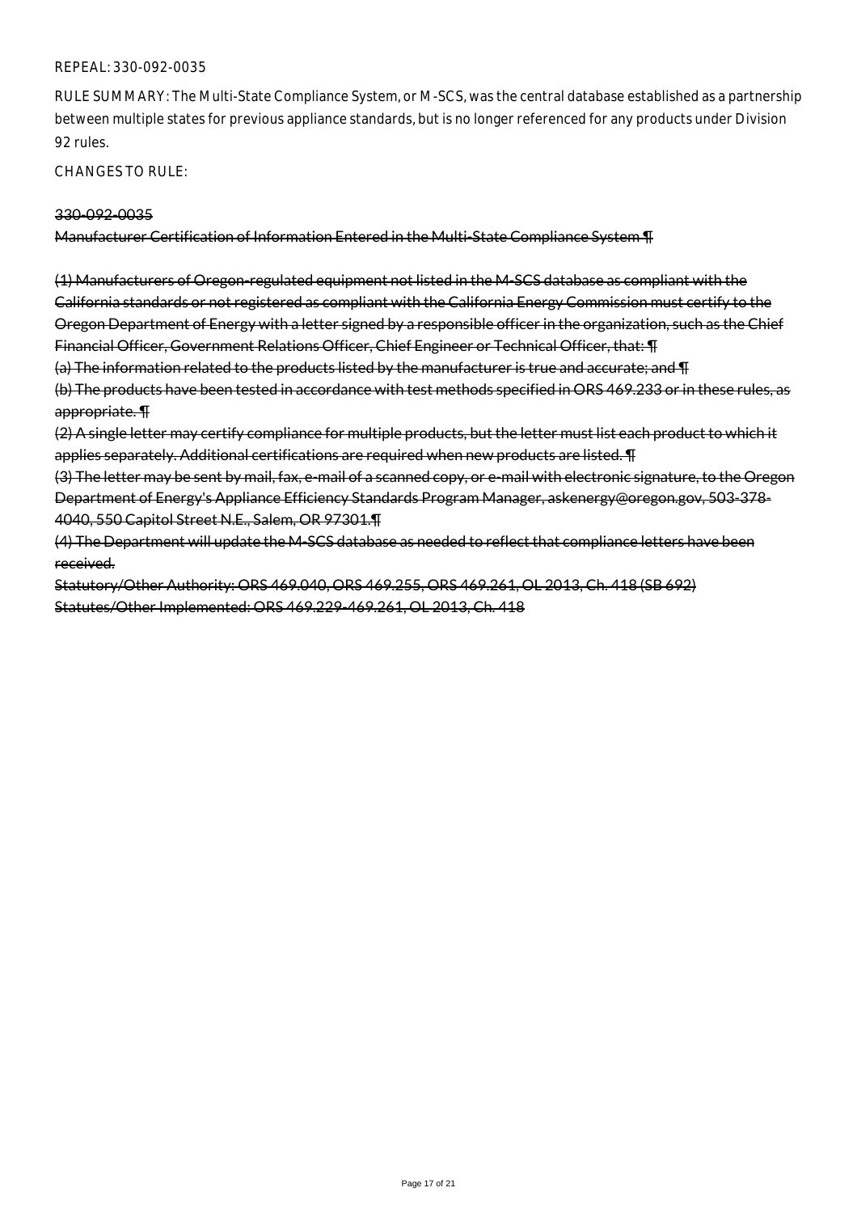REPEAL: 330-092-0035

RULE SUMMARY: The Multi-State Compliance System, or M-SCS, was the central database established as a partnership between multiple states for previous appliance standards, but is no longer referenced for any products under Division 92 rules.

CHANGES TO RULE:

~~330-092-0035~~

~~Manufacturer Certification of Information Entered in the Multi-State Compliance System ¶~~

~~(1) Manufacturers of Oregon-regulated equipment not listed in the M-SCS database as compliant with the California standards or not registered as compliant with the California Energy Commission must certify to the Oregon Department of Energy with a letter signed by a responsible officer in the organization, such as the Chief Financial Officer, Government Relations Officer, Chief Engineer or Technical Officer, that: ¶~~
~~(a) The information related to the products listed by the manufacturer is true and accurate; and ¶~~
~~(b) The products have been tested in accordance with test methods specified in ORS 469.233 or in these rules, as appropriate. ¶~~
~~(2) A single letter may certify compliance for multiple products, but the letter must list each product to which it applies separately. Additional certifications are required when new products are listed. ¶~~
~~(3) The letter may be sent by mail, fax, e-mail of a scanned copy, or e-mail with electronic signature, to the Oregon Department of Energy's Appliance Efficiency Standards Program Manager, askenergy@oregon.gov, 503-378-4040, 550 Capitol Street N.E., Salem, OR 97301.¶~~
~~(4) The Department will update the M-SCS database as needed to reflect that compliance letters have been received.~~
~~Statutory/Other Authority: ORS 469.040, ORS 469.255, ORS 469.261, OL 2013, Ch. 418 (SB 692)~~
~~Statutes/Other Implemented: ORS 469.229-469.261, OL 2013, Ch. 418~~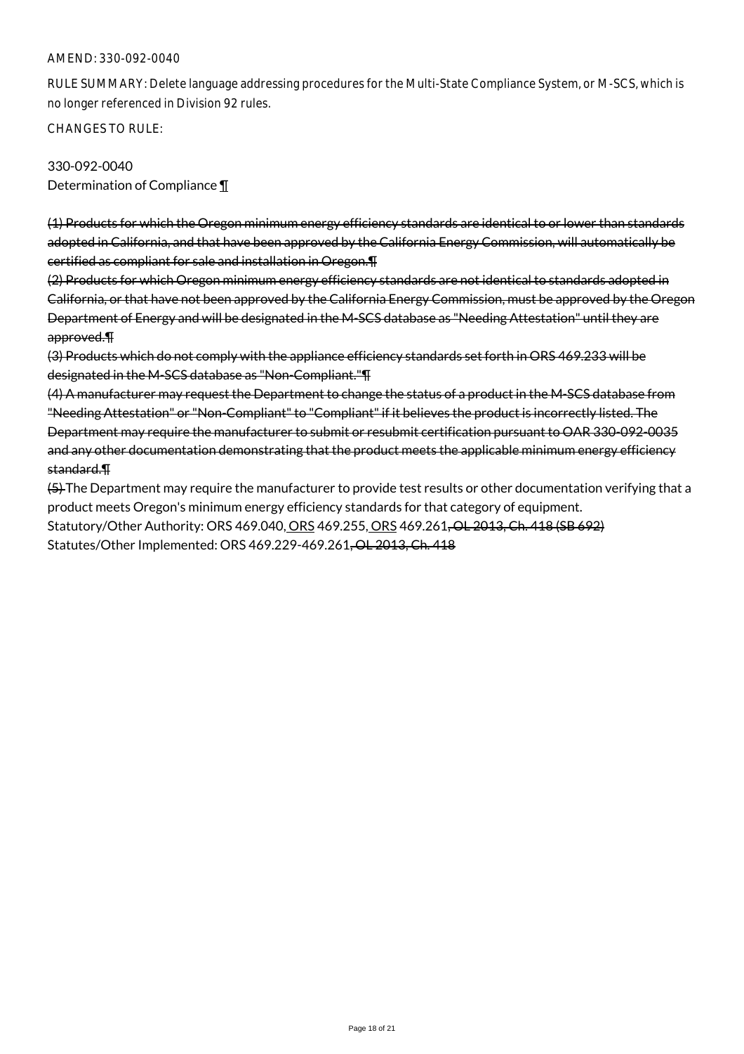AMEND: 330-092-0040

RULE SUMMARY: Delete language addressing procedures for the Multi-State Compliance System, or M-SCS, which is no longer referenced in Division 92 rules.

CHANGES TO RULE:

330-092-0040
Determination of Compliance ¶

~~(1) Products for which the Oregon minimum energy efficiency standards are identical to or lower than standards adopted in California, and that have been approved by the California Energy Commission, will automatically be certified as compliant for sale and installation in Oregon.¶~~
~~(2) Products for which Oregon minimum energy efficiency standards are not identical to standards adopted in California, or that have not been approved by the California Energy Commission, must be approved by the Oregon Department of Energy and will be designated in the M-SCS database as "Needing Attestation" until they are approved.¶~~
~~(3) Products which do not comply with the appliance efficiency standards set forth in ORS 469.233 will be designated in the M-SCS database as "Non-Compliant."¶~~
~~(4) A manufacturer may request the Department to change the status of a product in the M-SCS database from "Needing Attestation" or "Non-Compliant" to "Compliant" if it believes the product is incorrectly listed. The Department may require the manufacturer to submit or resubmit certification pursuant to OAR 330-092-0035 and any other documentation demonstrating that the product meets the applicable minimum energy efficiency standard.¶~~
~~(5)~~ The Department may require the manufacturer to provide test results or other documentation verifying that a product meets Oregon's minimum energy efficiency standards for that category of equipment.
Statutory/Other Authority: ORS 469.040, ORS 469.255, ORS 469.261~~, OL 2013, Ch. 418 (SB 692)~~
Statutes/Other Implemented: ORS 469.229-469.261~~, OL 2013, Ch. 418~~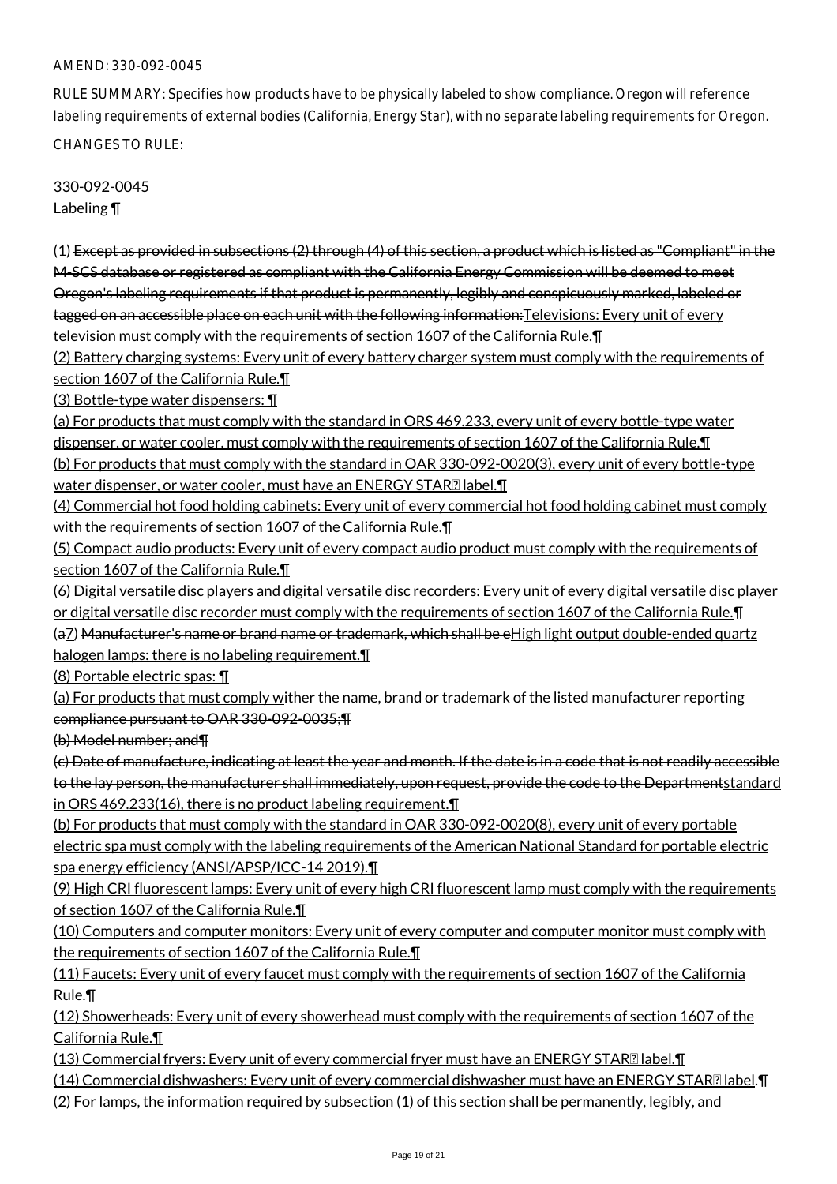AMEND: 330-092-0045

RULE SUMMARY: Specifies how products have to be physically labeled to show compliance. Oregon will reference labeling requirements of external bodies (California, Energy Star), with no separate labeling requirements for Oregon.

CHANGES TO RULE:

330-092-0045
Labeling ¶

(1) ~~Except as provided in subsections (2) through (4) of this section, a product which is listed as "Compliant" in the M-SCS database or registered as compliant with the California Energy Commission will be deemed to meet Oregon's labeling requirements if that product is permanently, legibly and conspicuously marked, labeled or tagged on an accessible place on each unit with the following information:~~Televisions: Every unit of every television must comply with the requirements of section 1607 of the California Rule.¶
(2) Battery charging systems: Every unit of every battery charger system must comply with the requirements of section 1607 of the California Rule.¶
(3) Bottle-type water dispensers: ¶
(a) For products that must comply with the standard in ORS 469.233, every unit of every bottle-type water dispenser, or water cooler, must comply with the requirements of section 1607 of the California Rule.¶
(b) For products that must comply with the standard in OAR 330-092-0020(3), every unit of every bottle-type water dispenser, or water cooler, must have an ENERGY STAR® label.¶
(4) Commercial hot food holding cabinets: Every unit of every commercial hot food holding cabinet must comply with the requirements of section 1607 of the California Rule.¶
(5) Compact audio products: Every unit of every compact audio product must comply with the requirements of section 1607 of the California Rule.¶
(6) Digital versatile disc players and digital versatile disc recorders: Every unit of every digital versatile disc player or digital versatile disc recorder must comply with the requirements of section 1607 of the California Rule.¶
(~~a~~7) ~~Manufacturer's name or brand name or trademark, which shall be e~~High light output double-ended quartz halogen lamps: there is no labeling requirement.¶
(8) Portable electric spas: ¶
(a) For products that must comply wi~~t~~her the ~~name, brand or trademark of the listed manufacturer reporting compliance pursuant to OAR 330-092-0035;¶~~
~~(b) Model number; and¶~~
~~(c) Date of manufacture, indicating at least the year and month. If the date is in a code that is not readily accessible to the lay person, the manufacturer shall immediately, upon request, provide the code to the Department~~standard in ORS 469.233(16), there is no product labeling requirement.¶
(b) For products that must comply with the standard in OAR 330-092-0020(8), every unit of every portable electric spa must comply with the labeling requirements of the American National Standard for portable electric spa energy efficiency (ANSI/APSP/ICC-14 2019).¶
(9) High CRI fluorescent lamps: Every unit of every high CRI fluorescent lamp must comply with the requirements of section 1607 of the California Rule.¶
(10) Computers and computer monitors: Every unit of every computer and computer monitor must comply with the requirements of section 1607 of the California Rule.¶
(11) Faucets: Every unit of every faucet must comply with the requirements of section 1607 of the California Rule.¶
(12) Showerheads: Every unit of every showerhead must comply with the requirements of section 1607 of the California Rule.¶
(13) Commercial fryers: Every unit of every commercial fryer must have an ENERGY STAR® label.¶
(14) Commercial dishwashers: Every unit of every commercial dishwasher must have an ENERGY STAR® label.¶
(~~2) For lamps, the information required by subsection (1) of this section shall be permanently, legibly, and~~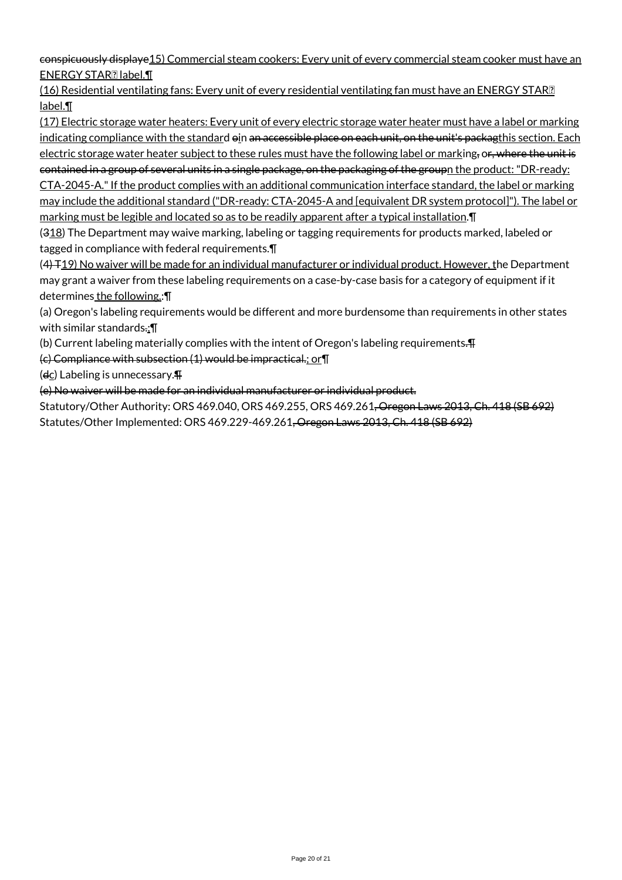conspicuously displaye15) Commercial steam cookers: Every unit of every commercial steam cooker must have an ENERGY STAR� label.¶

(16) Residential ventilating fans: Every unit of every residential ventilating fan must have an ENERGY STAR� label.¶

(17) Electric storage water heaters: Every unit of every electric storage water heater must have a label or marking indicating compliance with the standard oin an accessible place on each unit, on the unit's packagthis section. Each electric storage water heater subject to these rules must have the following label or marking, or, where the unit is contained in a group of several units in a single package, on the packaging of the groupn the product: "DR-ready: CTA-2045-A." If the product complies with an additional communication interface standard, the label or marking may include the additional standard ("DR-ready: CTA-2045-A and [equivalent DR system protocol]"). The label or marking must be legible and located so as to be readily apparent after a typical installation.¶

(318) The Department may waive marking, labeling or tagging requirements for products marked, labeled or tagged in compliance with federal requirements.¶

(4) T19) No waiver will be made for an individual manufacturer or individual product. However, the Department may grant a waiver from these labeling requirements on a case-by-case basis for a category of equipment if it determines the following.:¶

(a) Oregon's labeling requirements would be different and more burdensome than requirements in other states with similar standards.;¶

(b) Current labeling materially complies with the intent of Oregon's labeling requirements.¶

(c) Compliance with subsection (1) would be impractical.; or¶

(dc) Labeling is unnecessary.¶

(e) No waiver will be made for an individual manufacturer or individual product.

Statutory/Other Authority: ORS 469.040, ORS 469.255, ORS 469.261, Oregon Laws 2013, Ch. 418 (SB 692)

Statutes/Other Implemented: ORS 469.229-469.261, Oregon Laws 2013, Ch. 418 (SB 692)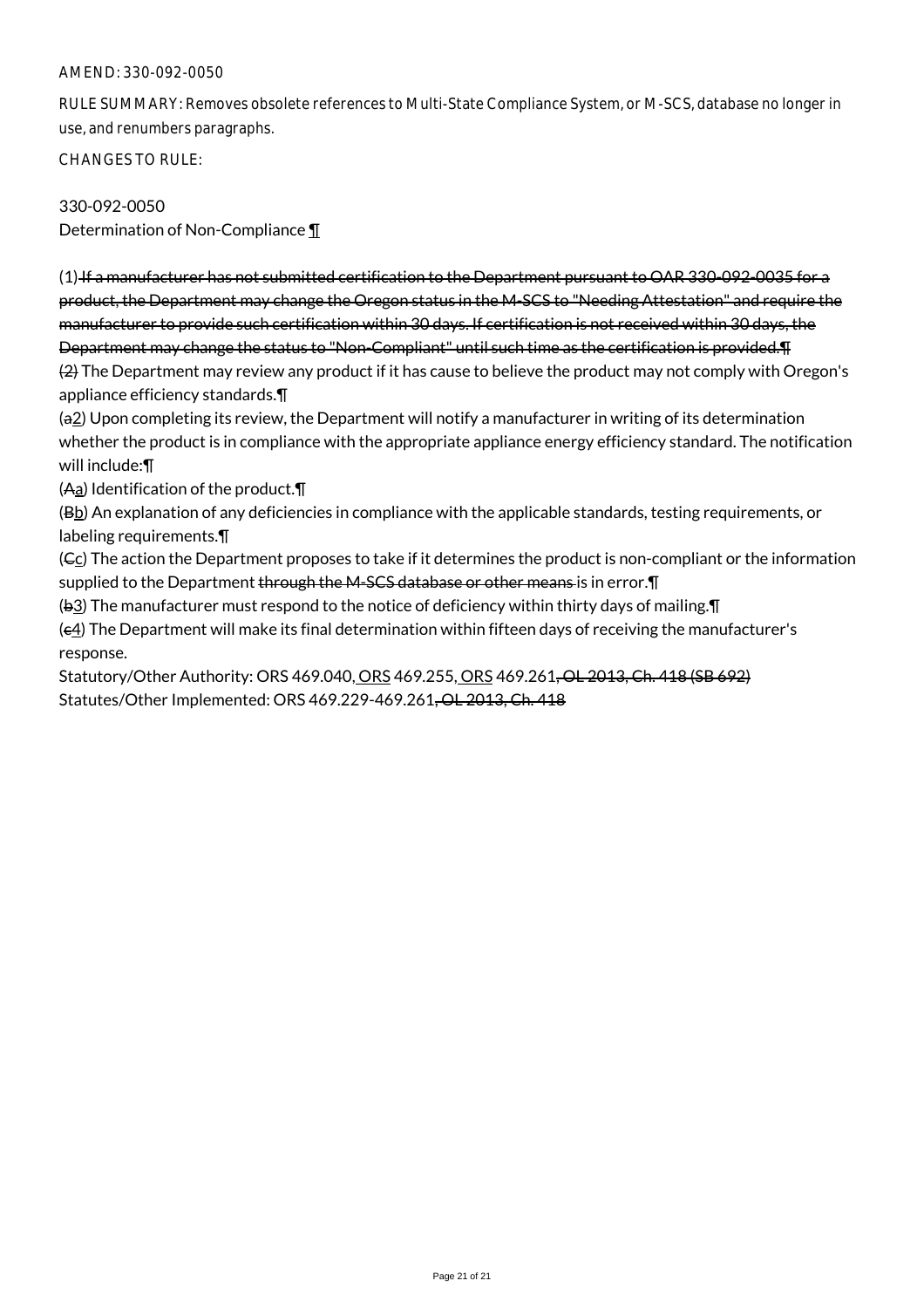AMEND: 330-092-0050

RULE SUMMARY: Removes obsolete references to Multi-State Compliance System, or M-SCS, database no longer in use, and renumbers paragraphs.

CHANGES TO RULE:

330-092-0050
Determination of Non-Compliance ¶

(1) ~~If a manufacturer has not submitted certification to the Department pursuant to OAR 330-092-0035 for a product, the Department may change the Oregon status in the M-SCS to "Needing Attestation" and require the manufacturer to provide such certification within 30 days. If certification is not received within 30 days, the Department may change the status to "Non-Compliant" until such time as the certification is provided.¶~~
~~(2)~~ The Department may review any product if it has cause to believe the product may not comply with Oregon's appliance efficiency standards.¶

(~~a~~2) Upon completing its review, the Department will notify a manufacturer in writing of its determination whether the product is in compliance with the appropriate appliance energy efficiency standard. The notification will include:¶

(~~A~~a) Identification of the product.¶

(~~B~~b) An explanation of any deficiencies in compliance with the applicable standards, testing requirements, or labeling requirements.¶

(~~C~~c) The action the Department proposes to take if it determines the product is non-compliant or the information supplied to the Department ~~through the M-SCS database or other means~~ is in error.¶

(~~b~~3) The manufacturer must respond to the notice of deficiency within thirty days of mailing.¶

(~~c~~4) The Department will make its final determination within fifteen days of receiving the manufacturer's response.

Statutory/Other Authority: ORS 469.040, ORS 469.255, ORS 469.261~~, OL 2013, Ch. 418 (SB 692)~~
Statutes/Other Implemented: ORS 469.229-469.261~~, OL 2013, Ch. 418~~